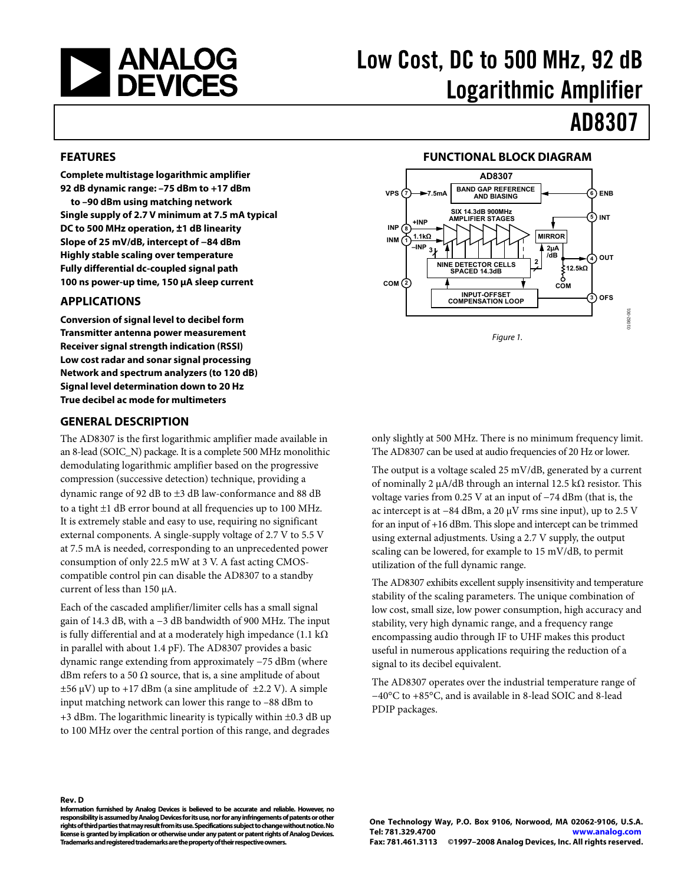# Low Cost, DC to 500 MHz, 92 dB Logarithmic Amplifier

# AD8307

## FEATURES

**Complete multistage logarithmic amplifier**
**92 dB dynamic range: −75 dBm to +17 dBm**
**to −90 dBm using matching network**
**Single supply of 2.7 V minimum at 7.5 mA typical**
**DC to 500 MHz operation, ±1 dB linearity**
**Slope of 25 mV/dB, intercept of −84 dBm**
**Highly stable scaling over temperature**
**Fully differential dc-coupled signal path**
**100 ns power-up time, 150 μA sleep current**

## APPLICATIONS

**Conversion of signal level to decibel form**
**Transmitter antenna power measurement**
**Receiver signal strength indication (RSSI)**
**Low cost radar and sonar signal processing**
**Network and spectrum analyzers (to 120 dB)**
**Signal level determination down to 20 Hz**
**True decibel ac mode for multimeters**

## FUNCTIONAL BLOCK DIAGRAM

*Figure 1.*

## GENERAL DESCRIPTION

The AD8307 is the first logarithmic amplifier made available in an 8-lead (SOIC_N) package. It is a complete 500 MHz monolithic demodulating logarithmic amplifier based on the progressive compression (successive detection) technique, providing a dynamic range of 92 dB to ±3 dB law-conformance and 88 dB to a tight ±1 dB error bound at all frequencies up to 100 MHz. It is extremely stable and easy to use, requiring no significant external components. A single-supply voltage of 2.7 V to 5.5 V at 7.5 mA is needed, corresponding to an unprecedented power consumption of only 22.5 mW at 3 V. A fast acting CMOS-compatible control pin can disable the AD8307 to a standby current of less than 150 μA.

Each of the cascaded amplifier/limiter cells has a small signal gain of 14.3 dB, with a −3 dB bandwidth of 900 MHz. The input is fully differential and at a moderately high impedance (1.1 kΩ in parallel with about 1.4 pF). The AD8307 provides a basic dynamic range extending from approximately −75 dBm (where dBm refers to a 50 Ω source, that is, a sine amplitude of about ±56 μV) up to +17 dBm (a sine amplitude of ±2.2 V). A simple input matching network can lower this range to −88 dBm to +3 dBm. The logarithmic linearity is typically within ±0.3 dB up to 100 MHz over the central portion of this range, and degrades only slightly at 500 MHz. There is no minimum frequency limit. The AD8307 can be used at audio frequencies of 20 Hz or lower.

The output is a voltage scaled 25 mV/dB, generated by a current of nominally 2 μA/dB through an internal 12.5 kΩ resistor. This voltage varies from 0.25 V at an input of −74 dBm (that is, the ac intercept is at −84 dBm, a 20 μV rms sine input), up to 2.5 V for an input of +16 dBm. This slope and intercept can be trimmed using external adjustments. Using a 2.7 V supply, the output scaling can be lowered, for example to 15 mV/dB, to permit utilization of the full dynamic range.

The AD8307 exhibits excellent supply insensitivity and temperature stability of the scaling parameters. The unique combination of low cost, small size, low power consumption, high accuracy and stability, very high dynamic range, and a frequency range encompassing audio through IF to UHF makes this product useful in numerous applications requiring the reduction of a signal to its decibel equivalent.

The AD8307 operates over the industrial temperature range of −40°C to +85°C, and is available in 8-lead SOIC and 8-lead PDIP packages.

Rev. D

Information furnished by Analog Devices is believed to be accurate and reliable. However, no responsibility is assumed by Analog Devices for its use, nor for any infringements of patents or other rights of third parties that may result from its use. Specifications subject to change without notice. No license is granted by implication or otherwise under any patent or patent rights of Analog Devices. Trademarks and registered trademarks are the property of their respective owners.

One Technology Way, P.O. Box 9106, Norwood, MA 02062-9106, U.S.A.
Tel: 781.329.4700 www.analog.com
Fax: 781.461.3113 ©1997–2008 Analog Devices, Inc. All rights reserved.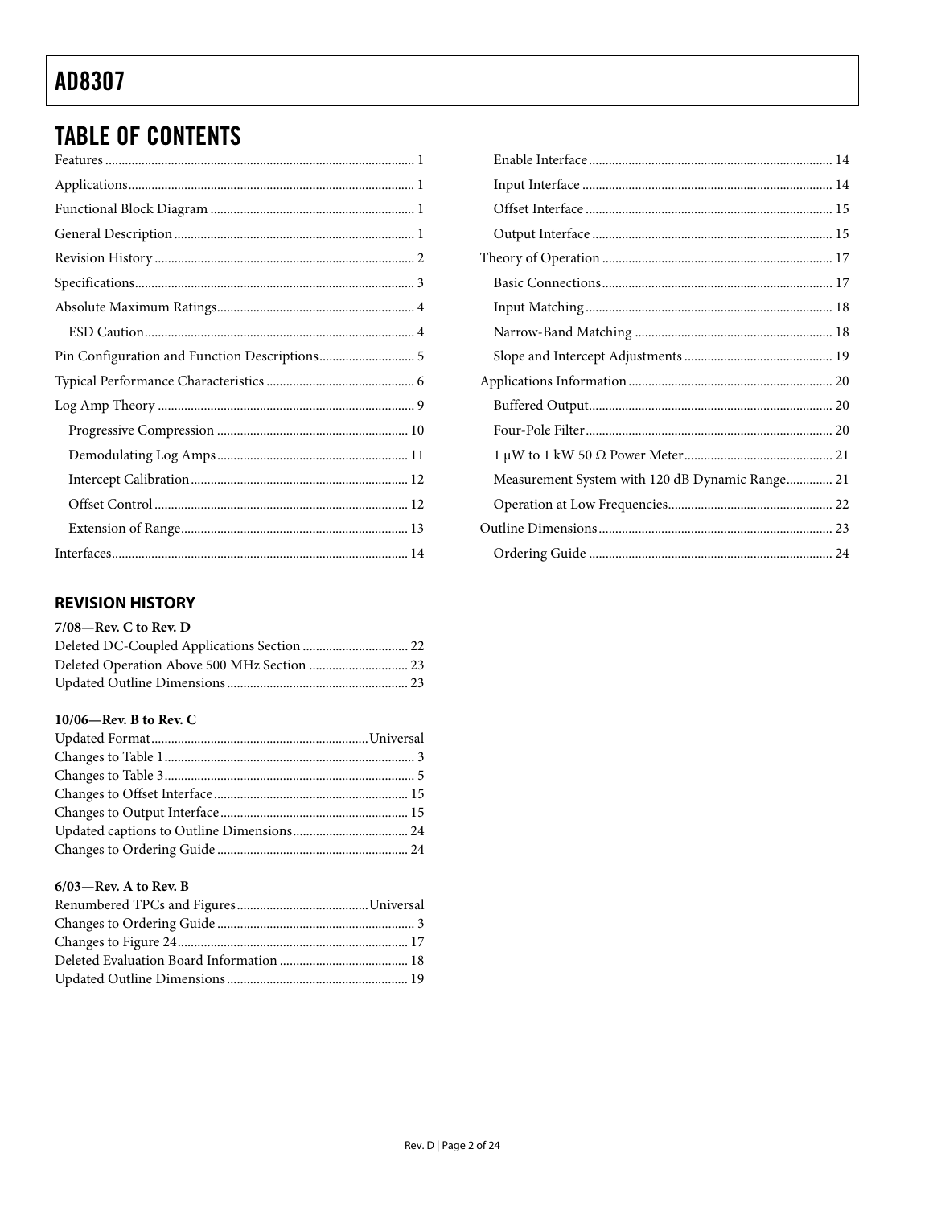## TABLE OF CONTENTS

Features ..... 1
Applications ..... 1
Functional Block Diagram ..... 1
General Description ..... 1
Revision History ..... 2
Specifications ..... 3
Absolute Maximum Ratings ..... 4
  ESD Caution ..... 4
Pin Configuration and Function Descriptions ..... 5
Typical Performance Characteristics ..... 6
Log Amp Theory ..... 9
  Progressive Compression ..... 10
  Demodulating Log Amps ..... 11
  Intercept Calibration ..... 12
  Offset Control ..... 12
  Extension of Range ..... 13
Interfaces ..... 14
  Enable Interface ..... 14
  Input Interface ..... 14
  Offset Interface ..... 15
  Output Interface ..... 15
Theory of Operation ..... 17
  Basic Connections ..... 17
  Input Matching ..... 18
  Narrow-Band Matching ..... 18
  Slope and Intercept Adjustments ..... 19
Applications Information ..... 20
  Buffered Output ..... 20
  Four-Pole Filter ..... 20
  1 μW to 1 kW 50 Ω Power Meter ..... 21
  Measurement System with 120 dB Dynamic Range ..... 21
  Operation at Low Frequencies ..... 22
Outline Dimensions ..... 23
  Ordering Guide ..... 24

### REVISION HISTORY

**7/08—Rev. C to Rev. D**

Deleted DC-Coupled Applications Section ..... 22
Deleted Operation Above 500 MHz Section ..... 23
Updated Outline Dimensions ..... 23

**10/06—Rev. B to Rev. C**

Updated Format ..... Universal
Changes to Table 1 ..... 3
Changes to Table 3 ..... 5
Changes to Offset Interface ..... 15
Changes to Output Interface ..... 15
Updated captions to Outline Dimensions ..... 24
Changes to Ordering Guide ..... 24

**6/03—Rev. A to Rev. B**

Renumbered TPCs and Figures ..... Universal
Changes to Ordering Guide ..... 3
Changes to Figure 24 ..... 17
Deleted Evaluation Board Information ..... 18
Updated Outline Dimensions ..... 19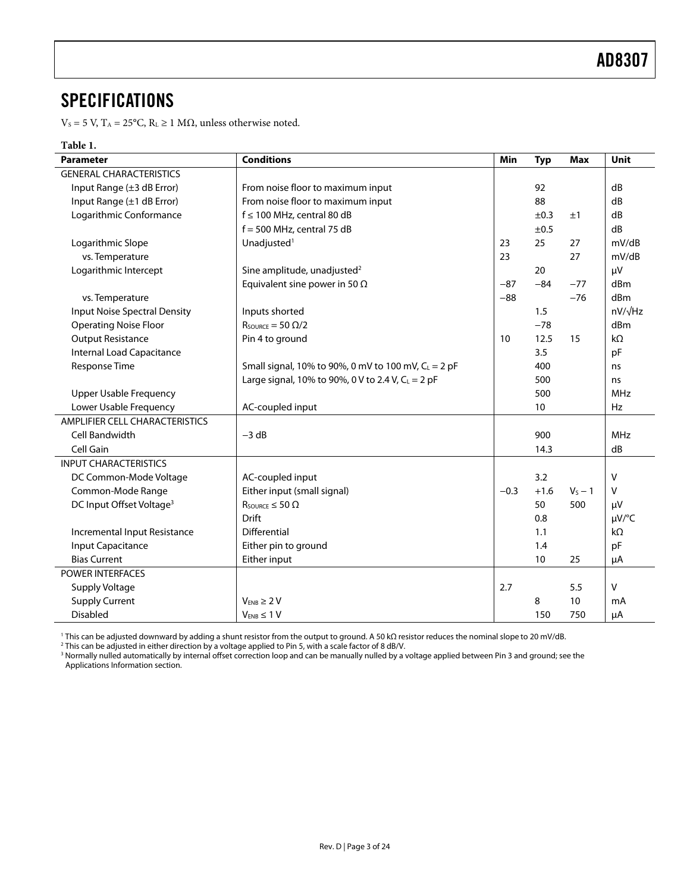## SPECIFICATIONS

$V_S$ = 5 V, $T_A$ = 25°C, $R_L$ ≥ 1 MΩ, unless otherwise noted.

**Table 1.**

| Parameter | Conditions | Min | Typ | Max | Unit |
|---|---|---|---|---|---|
| GENERAL CHARACTERISTICS | | | | | |
| Input Range (±3 dB Error) | From noise floor to maximum input | | 92 | | dB |
| Input Range (±1 dB Error) | From noise floor to maximum input | | 88 | | dB |
| Logarithmic Conformance | f ≤ 100 MHz, central 80 dB | | ±0.3 | ±1 | dB |
| | f = 500 MHz, central 75 dB | | ±0.5 | | dB |
| Logarithmic Slope | Unadjusted[1] | 23 | 25 | 27 | mV/dB |
| vs. Temperature | | 23 | | 27 | mV/dB |
| Logarithmic Intercept | Sine amplitude, unadjusted[2] | | 20 | | μV |
| | Equivalent sine power in 50 Ω | −87 | −84 | −77 | dBm |
| vs. Temperature | | −88 | | −76 | dBm |
| Input Noise Spectral Density | Inputs shorted | | 1.5 | | nV/√Hz |
| Operating Noise Floor | $R_{SOURCE}$ = 50 Ω/2 | | −78 | | dBm |
| Output Resistance | Pin 4 to ground | 10 | 12.5 | 15 | kΩ |
| Internal Load Capacitance | | | 3.5 | | pF |
| Response Time | Small signal, 10% to 90%, 0 mV to 100 mV, $C_L$ = 2 pF | | 400 | | ns |
| | Large signal, 10% to 90%, 0 V to 2.4 V, $C_L$ = 2 pF | | 500 | | ns |
| Upper Usable Frequency | | | 500 | | MHz |
| Lower Usable Frequency | AC-coupled input | | 10 | | Hz |
| AMPLIFIER CELL CHARACTERISTICS | | | | | |
| Cell Bandwidth | −3 dB | | 900 | | MHz |
| Cell Gain | | | 14.3 | | dB |
| INPUT CHARACTERISTICS | | | | | |
| DC Common-Mode Voltage | AC-coupled input | | 3.2 | | V |
| Common-Mode Range | Either input (small signal) | −0.3 | +1.6 | $V_S$ − 1 | V |
| DC Input Offset Voltage[3] | $R_{SOURCE}$ ≤ 50 Ω | | 50 | 500 | μV |
| | Drift | | 0.8 | | μV/°C |
| Incremental Input Resistance | Differential | | 1.1 | | kΩ |
| Input Capacitance | Either pin to ground | | 1.4 | | pF |
| Bias Current | Either input | | 10 | 25 | μA |
| POWER INTERFACES | | | | | |
| Supply Voltage | | 2.7 | | 5.5 | V |
| Supply Current | $V_{ENB}$ ≥ 2 V | | 8 | 10 | mA |
| Disabled | $V_{ENB}$ ≤ 1 V | | 150 | 750 | μA |

[1] This can be adjusted downward by adding a shunt resistor from the output to ground. A 50 kΩ resistor reduces the nominal slope to 20 mV/dB.
[2] This can be adjusted in either direction by a voltage applied to Pin 5, with a scale factor of 8 dB/V.
[3] Normally nulled automatically by internal offset correction loop and can be manually nulled by a voltage applied between Pin 3 and ground; see the Applications Information section.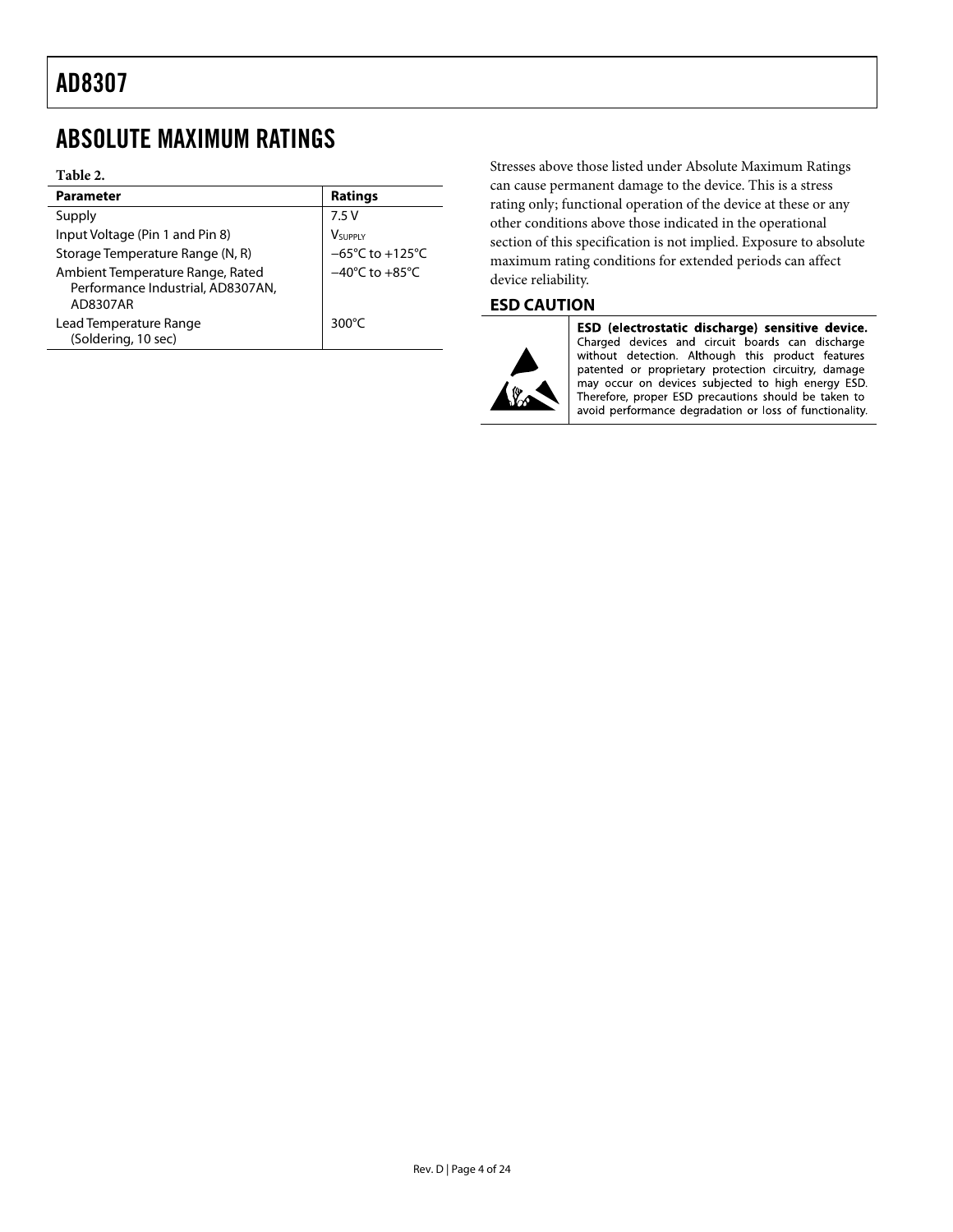# ABSOLUTE MAXIMUM RATINGS

**Table 2.**

| Parameter | Ratings |
|---|---|
| Supply | 7.5 V |
| Input Voltage (Pin 1 and Pin 8) | $V_{SUPPLY}$ |
| Storage Temperature Range (N, R) | −65°C to +125°C |
| Ambient Temperature Range, Rated Performance Industrial, AD8307AN, AD8307AR | −40°C to +85°C |
| Lead Temperature Range (Soldering, 10 sec) | 300°C |

Stresses above those listed under Absolute Maximum Ratings can cause permanent damage to the device. This is a stress rating only; functional operation of the device at these or any other conditions above those indicated in the operational section of this specification is not implied. Exposure to absolute maximum rating conditions for extended periods can affect device reliability.

## ESD CAUTION

**ESD (electrostatic discharge) sensitive device.** Charged devices and circuit boards can discharge without detection. Although this product features patented or proprietary protection circuitry, damage may occur on devices subjected to high energy ESD. Therefore, proper ESD precautions should be taken to avoid performance degradation or loss of functionality.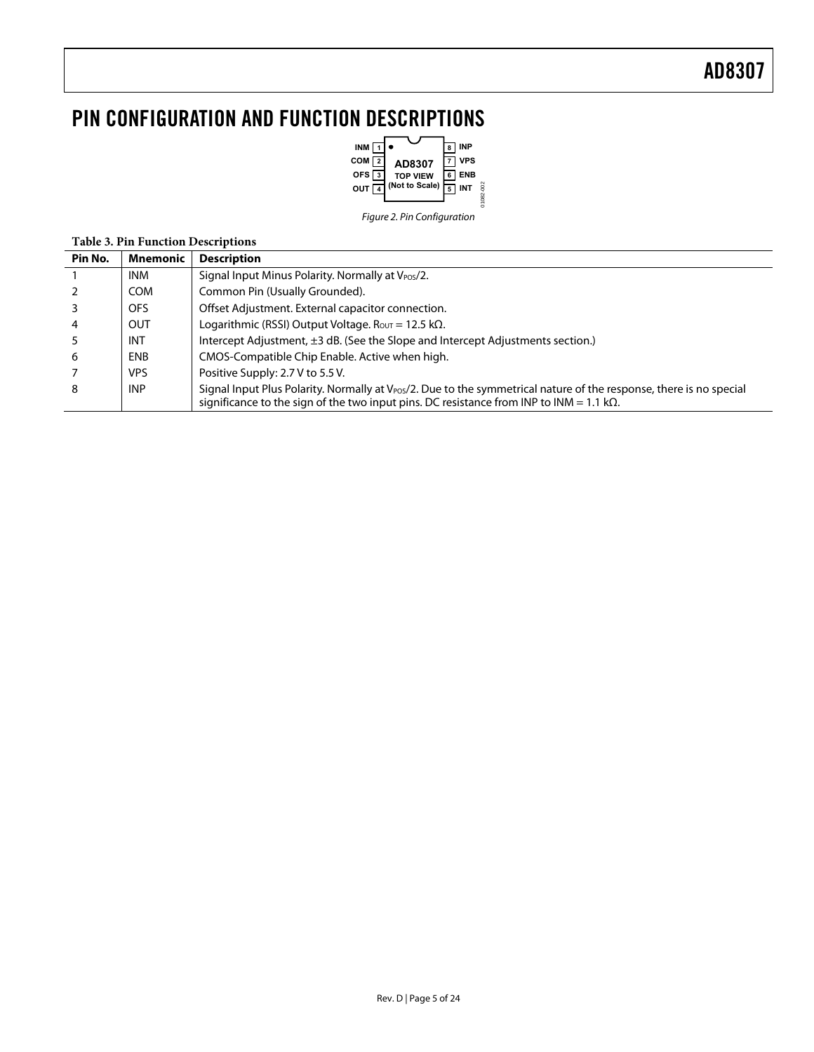# PIN CONFIGURATION AND FUNCTION DESCRIPTIONS

Figure 2. Pin Configuration

**Table 3. Pin Function Descriptions**

| Pin No. | Mnemonic | Description |
|---|---|---|
| 1 | INM | Signal Input Minus Polarity. Normally at $V_{POS}/2$. |
| 2 | COM | Common Pin (Usually Grounded). |
| 3 | OFS | Offset Adjustment. External capacitor connection. |
| 4 | OUT | Logarithmic (RSSI) Output Voltage. $R_{OUT}$ = 12.5 kΩ. |
| 5 | INT | Intercept Adjustment, ±3 dB. (See the Slope and Intercept Adjustments section.) |
| 6 | ENB | CMOS-Compatible Chip Enable. Active when high. |
| 7 | VPS | Positive Supply: 2.7 V to 5.5 V. |
| 8 | INP | Signal Input Plus Polarity. Normally at $V_{POS}/2$. Due to the symmetrical nature of the response, there is no special significance to the sign of the two input pins. DC resistance from INP to INM = 1.1 kΩ. |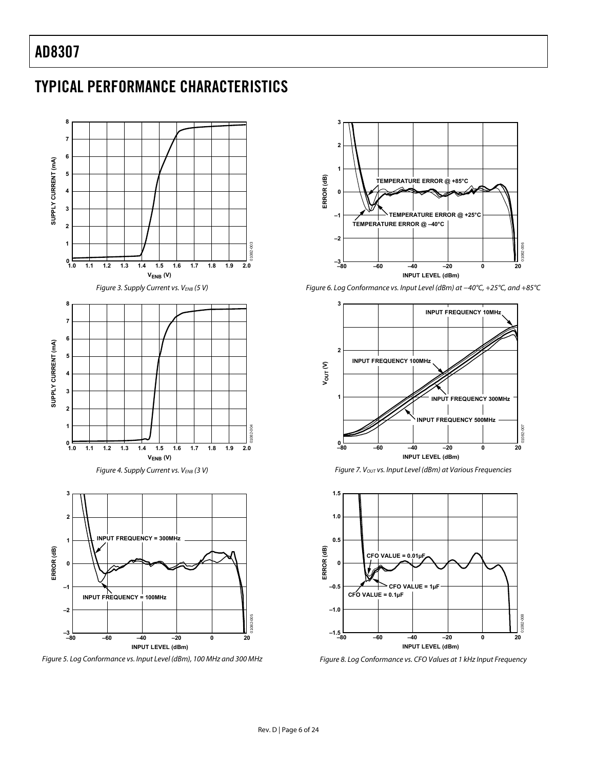# TYPICAL PERFORMANCE CHARACTERISTICS

Figure 3. Supply Current vs. $V_{ENB}$ (5 V)

Figure 4. Supply Current vs. $V_{ENB}$ (3 V)

Figure 5. Log Conformance vs. Input Level (dBm), 100 MHz and 300 MHz

Figure 6. Log Conformance vs. Input Level (dBm) at −40°C, +25°C, and +85°C

Figure 7. $V_{OUT}$ vs. Input Level (dBm) at Various Frequencies

Figure 8. Log Conformance vs. CFO Values at 1 kHz Input Frequency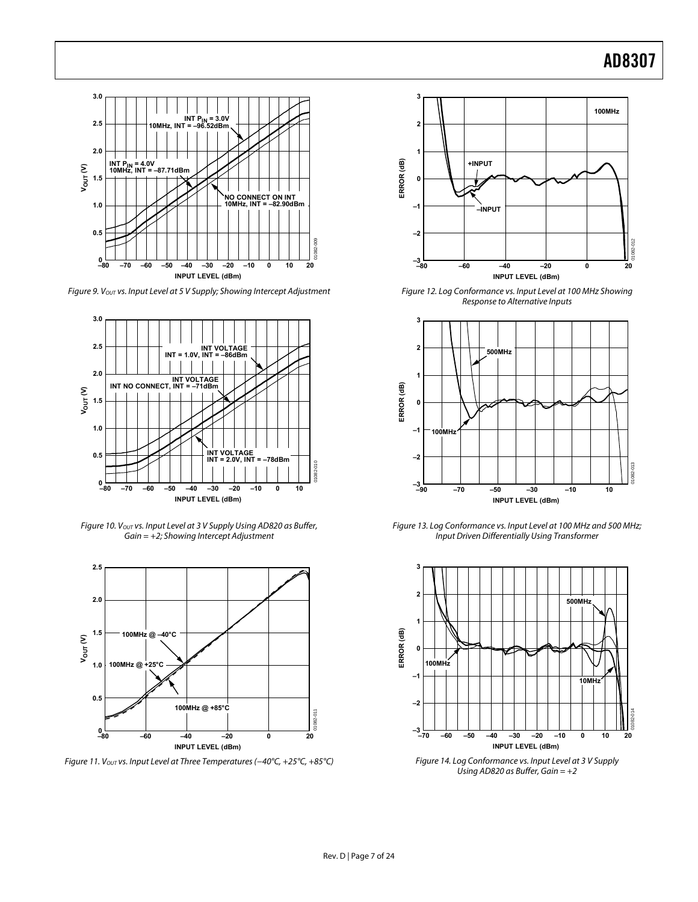Figure 9. $V_{OUT}$ vs. Input Level at 5 V Supply; Showing Intercept Adjustment

Figure 10. $V_{OUT}$ vs. Input Level at 3 V Supply Using AD820 as Buffer, Gain = +2; Showing Intercept Adjustment

Figure 11. $V_{OUT}$ vs. Input Level at Three Temperatures (−40°C, +25°C, +85°C)

Figure 12. Log Conformance vs. Input Level at 100 MHz Showing Response to Alternative Inputs

Figure 13. Log Conformance vs. Input Level at 100 MHz and 500 MHz; Input Driven Differentially Using Transformer

Figure 14. Log Conformance vs. Input Level at 3 V Supply Using AD820 as Buffer, Gain = +2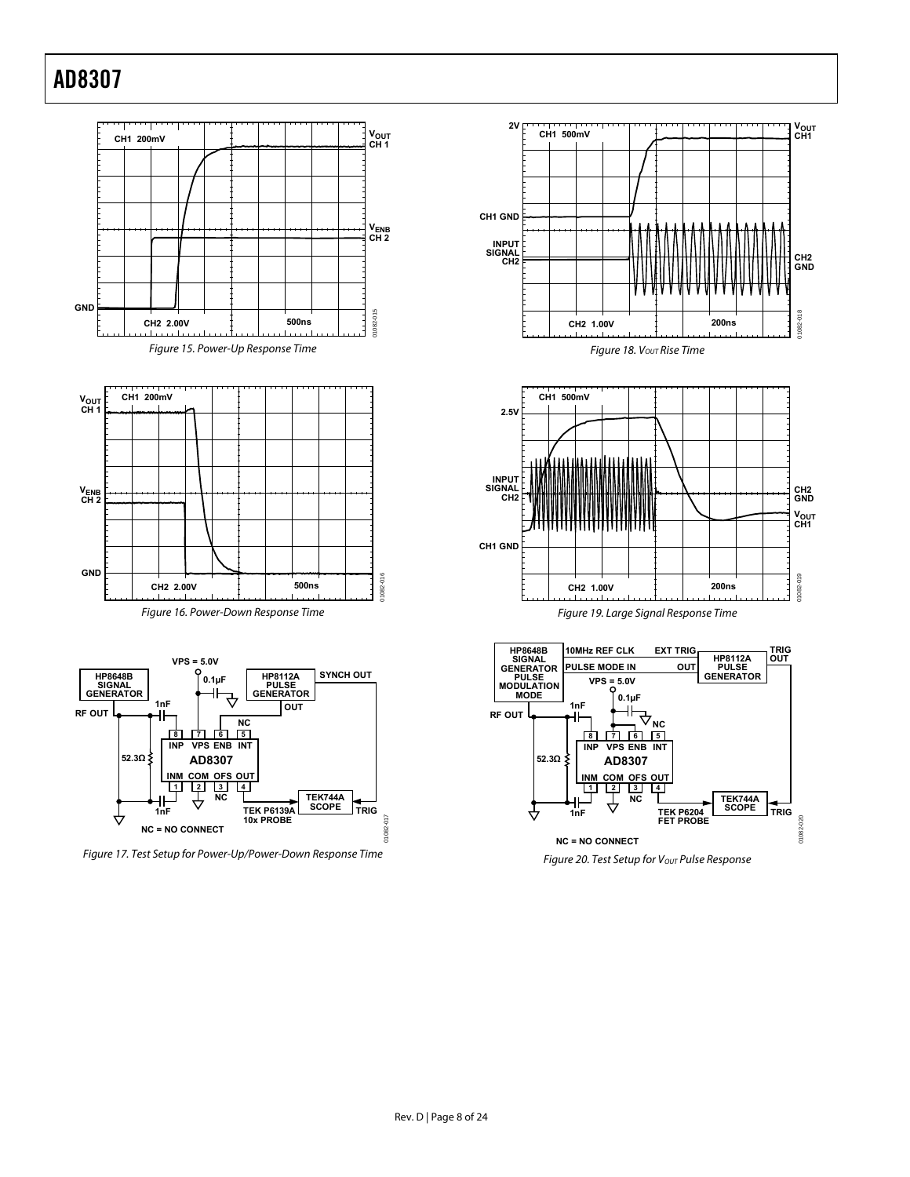Figure 15. Power-Up Response Time

Figure 16. Power-Down Response Time

Figure 17. Test Setup for Power-Up/Power-Down Response Time

Figure 18. $V_{OUT}$ Rise Time

Figure 19. Large Signal Response Time

Figure 20. Test Setup for $V_{OUT}$ Pulse Response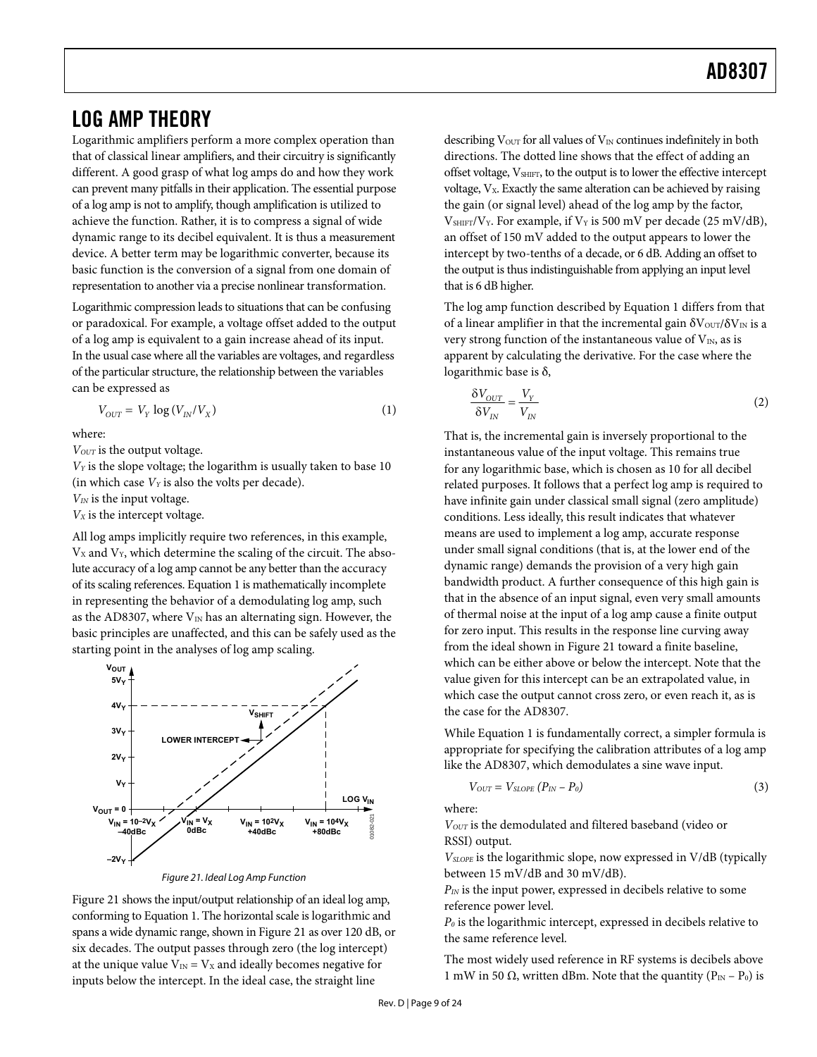## LOG AMP THEORY

Logarithmic amplifiers perform a more complex operation than that of classical linear amplifiers, and their circuitry is significantly different. A good grasp of what log amps do and how they work can prevent many pitfalls in their application. The essential purpose of a log amp is not to amplify, though amplification is utilized to achieve the function. Rather, it is to compress a signal of wide dynamic range to its decibel equivalent. It is thus a measurement device. A better term may be logarithmic converter, because its basic function is the conversion of a signal from one domain of representation to another via a precise nonlinear transformation.

Logarithmic compression leads to situations that can be confusing or paradoxical. For example, a voltage offset added to the output of a log amp is equivalent to a gain increase ahead of its input. In the usual case where all the variables are voltages, and regardless of the particular structure, the relationship between the variables can be expressed as

$$V_{OUT} = V_Y \log (V_{IN}/V_X) \tag{1}$$

where:

$V_{OUT}$ is the output voltage.

$V_Y$ is the slope voltage; the logarithm is usually taken to base 10 (in which case $V_Y$ is also the volts per decade).

$V_{IN}$ is the input voltage.

$V_X$ is the intercept voltage.

All log amps implicitly require two references, in this example, $V_X$ and $V_Y$, which determine the scaling of the circuit. The absolute accuracy of a log amp cannot be any better than the accuracy of its scaling references. Equation 1 is mathematically incomplete in representing the behavior of a demodulating log amp, such as the AD8307, where $V_{IN}$ has an alternating sign. However, the basic principles are unaffected, and this can be safely used as the starting point in the analyses of log amp scaling.

Figure 21. Ideal Log Amp Function

Figure 21 shows the input/output relationship of an ideal log amp, conforming to Equation 1. The horizontal scale is logarithmic and spans a wide dynamic range, shown in Figure 21 as over 120 dB, or six decades. The output passes through zero (the log intercept) at the unique value $V_{IN} = V_X$ and ideally becomes negative for inputs below the intercept. In the ideal case, the straight line describing $V_{OUT}$ for all values of $V_{IN}$ continues indefinitely in both directions. The dotted line shows that the effect of adding an offset voltage, $V_{SHIFT}$, to the output is to lower the effective intercept voltage, $V_X$. Exactly the same alteration can be achieved by raising the gain (or signal level) ahead of the log amp by the factor, $V_{SHIFT}/V_Y$. For example, if $V_Y$ is 500 mV per decade (25 mV/dB), an offset of 150 mV added to the output appears to lower the intercept by two-tenths of a decade, or 6 dB. Adding an offset to the output is thus indistinguishable from applying an input level that is 6 dB higher.

The log amp function described by Equation 1 differs from that of a linear amplifier in that the incremental gain $\delta V_{OUT}/\delta V_{IN}$ is a very strong function of the instantaneous value of $V_{IN}$, as is apparent by calculating the derivative. For the case where the logarithmic base is δ,

$$\frac{\delta V_{OUT}}{\delta V_{IN}} = \frac{V_Y}{V_{IN}} \tag{2}$$

That is, the incremental gain is inversely proportional to the instantaneous value of the input voltage. This remains true for any logarithmic base, which is chosen as 10 for all decibel related purposes. It follows that a perfect log amp is required to have infinite gain under classical small signal (zero amplitude) conditions. Less ideally, this result indicates that whatever means are used to implement a log amp, accurate response under small signal conditions (that is, at the lower end of the dynamic range) demands the provision of a very high gain bandwidth product. A further consequence of this high gain is that in the absence of an input signal, even very small amounts of thermal noise at the input of a log amp cause a finite output for zero input. This results in the response line curving away from the ideal shown in Figure 21 toward a finite baseline, which can be either above or below the intercept. Note that the value given for this intercept can be an extrapolated value, in which case the output cannot cross zero, or even reach it, as is the case for the AD8307.

While Equation 1 is fundamentally correct, a simpler formula is appropriate for specifying the calibration attributes of a log amp like the AD8307, which demodulates a sine wave input.

$$V_{OUT} = V_{SLOPE} (P_{IN} - P_0) \tag{3}$$

where:

$V_{OUT}$ is the demodulated and filtered baseband (video or RSSI) output.

$V_{SLOPE}$ is the logarithmic slope, now expressed in V/dB (typically between 15 mV/dB and 30 mV/dB).

$P_{IN}$ is the input power, expressed in decibels relative to some reference power level.

$P_0$ is the logarithmic intercept, expressed in decibels relative to the same reference level.

The most widely used reference in RF systems is decibels above 1 mW in 50 Ω, written dBm. Note that the quantity ($P_{IN} - P_0$) is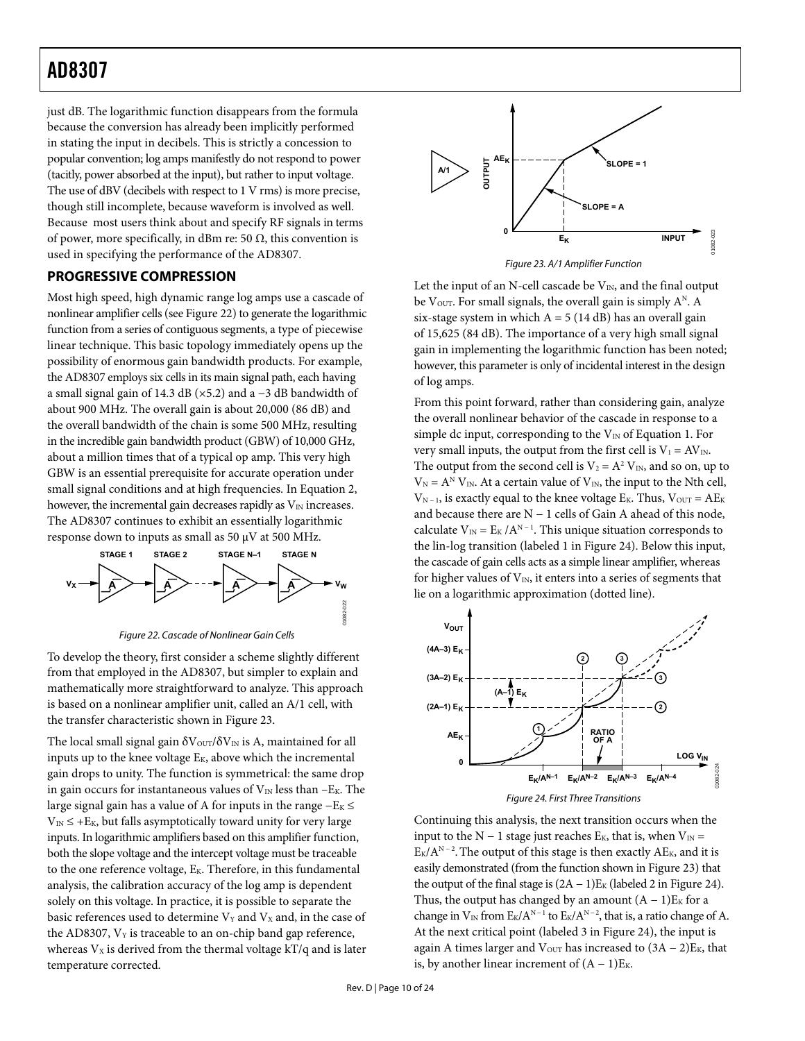just dB. The logarithmic function disappears from the formula because the conversion has already been implicitly performed in stating the input in decibels. This is strictly a concession to popular convention; log amps manifestly do not respond to power (tacitly, power absorbed at the input), but rather to input voltage. The use of dBV (decibels with respect to 1 V rms) is more precise, though still incomplete, because waveform is involved as well. Because most users think about and specify RF signals in terms of power, more specifically, in dBm re: 50 Ω, this convention is used in specifying the performance of the AD8307.

## PROGRESSIVE COMPRESSION

Most high speed, high dynamic range log amps use a cascade of nonlinear amplifier cells (see Figure 22) to generate the logarithmic function from a series of contiguous segments, a type of piecewise linear technique. This basic topology immediately opens up the possibility of enormous gain bandwidth products. For example, the AD8307 employs six cells in its main signal path, each having a small signal gain of 14.3 dB (×5.2) and a −3 dB bandwidth of about 900 MHz. The overall gain is about 20,000 (86 dB) and the overall bandwidth of the chain is some 500 MHz, resulting in the incredible gain bandwidth product (GBW) of 10,000 GHz, about a million times that of a typical op amp. This very high GBW is an essential prerequisite for accurate operation under small signal conditions and at high frequencies. In Equation 2, however, the incremental gain decreases rapidly as $V_{IN}$ increases. The AD8307 continues to exhibit an essentially logarithmic response down to inputs as small as 50 µV at 500 MHz.

Figure 22. Cascade of Nonlinear Gain Cells

To develop the theory, first consider a scheme slightly different from that employed in the AD8307, but simpler to explain and mathematically more straightforward to analyze. This approach is based on a nonlinear amplifier unit, called an A/1 cell, with the transfer characteristic shown in Figure 23.

The local small signal gain $\delta V_{OUT}/\delta V_{IN}$ is A, maintained for all inputs up to the knee voltage $E_K$, above which the incremental gain drops to unity. The function is symmetrical: the same drop in gain occurs for instantaneous values of $V_{IN}$ less than $-E_K$. The large signal gain has a value of A for inputs in the range $-E_K \leq V_{IN} \leq +E_K$, but falls asymptotically toward unity for very large inputs. In logarithmic amplifiers based on this amplifier function, both the slope voltage and the intercept voltage must be traceable to the one reference voltage, $E_K$. Therefore, in this fundamental analysis, the calibration accuracy of the log amp is dependent solely on this voltage. In practice, it is possible to separate the basic references used to determine $V_Y$ and $V_X$ and, in the case of the AD8307, $V_Y$ is traceable to an on-chip band gap reference, whereas $V_X$ is derived from the thermal voltage kT/q and is later temperature corrected.

Figure 23. A/1 Amplifier Function

Let the input of an N-cell cascade be $V_{IN}$, and the final output be $V_{OUT}$. For small signals, the overall gain is simply $A^N$. A six-stage system in which A = 5 (14 dB) has an overall gain of 15,625 (84 dB). The importance of a very high small signal gain in implementing the logarithmic function has been noted; however, this parameter is only of incidental interest in the design of log amps.

From this point forward, rather than considering gain, analyze the overall nonlinear behavior of the cascade in response to a simple dc input, corresponding to the $V_{IN}$ of Equation 1. For very small inputs, the output from the first cell is $V_1 = AV_{IN}$. The output from the second cell is $V_2 = A^2 V_{IN}$, and so on, up to $V_N = A^N V_{IN}$. At a certain value of $V_{IN}$, the input to the Nth cell, $V_{N-1}$, is exactly equal to the knee voltage $E_K$. Thus, $V_{OUT} = AE_K$ and because there are N − 1 cells of Gain A ahead of this node, calculate $V_{IN} = E_K/A^{N-1}$. This unique situation corresponds to the lin-log transition (labeled 1 in Figure 24). Below this input, the cascade of gain cells acts as a simple linear amplifier, whereas for higher values of $V_{IN}$, it enters into a series of segments that lie on a logarithmic approximation (dotted line).

Figure 24. First Three Transitions

Continuing this analysis, the next transition occurs when the input to the N − 1 stage just reaches $E_K$, that is, when $V_{IN} = E_K/A^{N-2}$. The output of this stage is then exactly $AE_K$, and it is easily demonstrated (from the function shown in Figure 23) that the output of the final stage is $(2A - 1)E_K$ (labeled 2 in Figure 24). Thus, the output has changed by an amount $(A - 1)E_K$ for a change in $V_{IN}$ from $E_K/A^{N-1}$ to $E_K/A^{N-2}$, that is, a ratio change of A. At the next critical point (labeled 3 in Figure 24), the input is again A times larger and $V_{OUT}$ has increased to $(3A - 2)E_K$, that is, by another linear increment of $(A - 1)E_K$.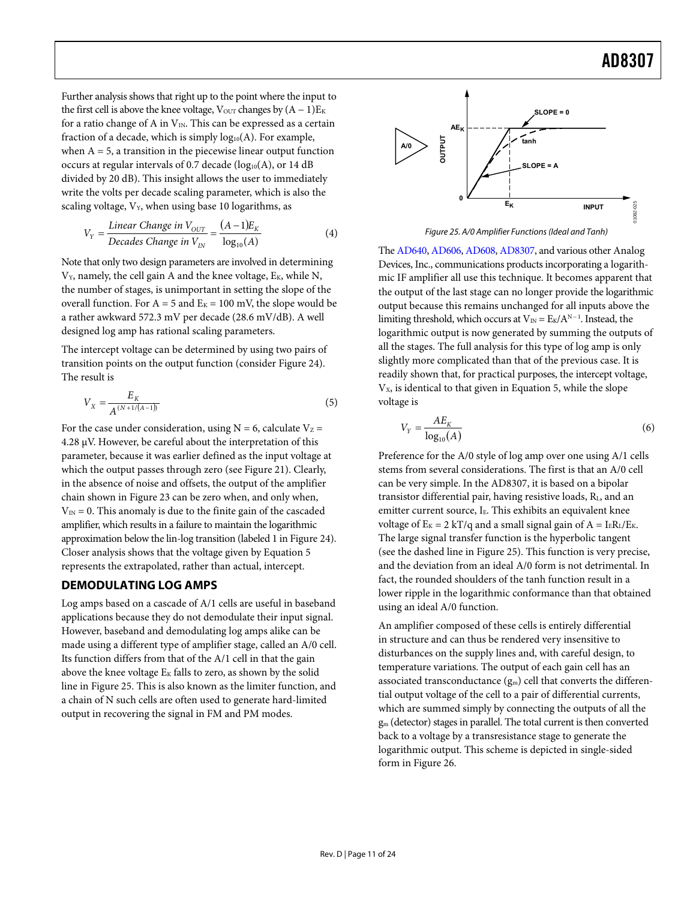Further analysis shows that right up to the point where the input to the first cell is above the knee voltage, $V_{OUT}$ changes by $(A − 1)E_K$ for a ratio change of A in $V_{IN}$. This can be expressed as a certain fraction of a decade, which is simply $\log_{10}(A)$. For example, when A = 5, a transition in the piecewise linear output function occurs at regular intervals of 0.7 decade ($\log_{10}(A)$, or 14 dB divided by 20 dB). This insight allows the user to immediately write the volts per decade scaling parameter, which is also the scaling voltage, $V_Y$, when using base 10 logarithms, as

$$V_Y = \frac{\textit{Linear Change in } V_{OUT}}{\textit{Decades Change in } V_{IN}} = \frac{(A-1)E_K}{\log_{10}(A)} \tag{4}$$

Note that only two design parameters are involved in determining $V_Y$, namely, the cell gain A and the knee voltage, $E_K$, while N, the number of stages, is unimportant in setting the slope of the overall function. For A = 5 and $E_K$ = 100 mV, the slope would be a rather awkward 572.3 mV per decade (28.6 mV/dB). A well designed log amp has rational scaling parameters.

The intercept voltage can be determined by using two pairs of transition points on the output function (consider Figure 24). The result is

$$V_X = \frac{E_K}{A^{(N+1/(A-1))}} \tag{5}$$

For the case under consideration, using N = 6, calculate $V_Z$ = 4.28 μV. However, be careful about the interpretation of this parameter, because it was earlier defined as the input voltage at which the output passes through zero (see Figure 21). Clearly, in the absence of noise and offsets, the output of the amplifier chain shown in Figure 23 can be zero when, and only when, $V_{IN}$ = 0. This anomaly is due to the finite gain of the cascaded amplifier, which results in a failure to maintain the logarithmic approximation below the lin-log transition (labeled 1 in Figure 24). Closer analysis shows that the voltage given by Equation 5 represents the extrapolated, rather than actual, intercept.

## DEMODULATING LOG AMPS

Log amps based on a cascade of A/1 cells are useful in baseband applications because they do not demodulate their input signal. However, baseband and demodulating log amps alike can be made using a different type of amplifier stage, called an A/0 cell. Its function differs from that of the A/1 cell in that the gain above the knee voltage $E_K$ falls to zero, as shown by the solid line in Figure 25. This is also known as the limiter function, and a chain of N such cells are often used to generate hard-limited output in recovering the signal in FM and PM modes.

Figure 25. A/0 Amplifier Functions (Ideal and Tanh)

The AD640, AD606, AD608, AD8307, and various other Analog Devices, Inc., communications products incorporating a logarithmic IF amplifier all use this technique. It becomes apparent that the output of the last stage can no longer provide the logarithmic output because this remains unchanged for all inputs above the limiting threshold, which occurs at $V_{IN} = E_K/A^{N-1}$. Instead, the logarithmic output is now generated by summing the outputs of all the stages. The full analysis for this type of log amp is only slightly more complicated than that of the previous case. It is readily shown that, for practical purposes, the intercept voltage, $V_X$, is identical to that given in Equation 5, while the slope voltage is

$$V_Y = \frac{AE_K}{\log_{10}(A)} \tag{6}$$

Preference for the A/0 style of log amp over one using A/1 cells stems from several considerations. The first is that an A/0 cell can be very simple. In the AD8307, it is based on a bipolar transistor differential pair, having resistive loads, $R_L$, and an emitter current source, $I_E$. This exhibits an equivalent knee voltage of $E_K = 2\ kT/q$ and a small signal gain of $A = I_E R_L/E_K$. The large signal transfer function is the hyperbolic tangent (see the dashed line in Figure 25). This function is very precise, and the deviation from an ideal A/0 form is not detrimental. In fact, the rounded shoulders of the tanh function result in a lower ripple in the logarithmic conformance than that obtained using an ideal A/0 function.

An amplifier composed of these cells is entirely differential in structure and can thus be rendered very insensitive to disturbances on the supply lines and, with careful design, to temperature variations. The output of each gain cell has an associated transconductance ($g_m$) cell that converts the differential output voltage of the cell to a pair of differential currents, which are summed simply by connecting the outputs of all the $g_m$ (detector) stages in parallel. The total current is then converted back to a voltage by a transresistance stage to generate the logarithmic output. This scheme is depicted in single-sided form in Figure 26.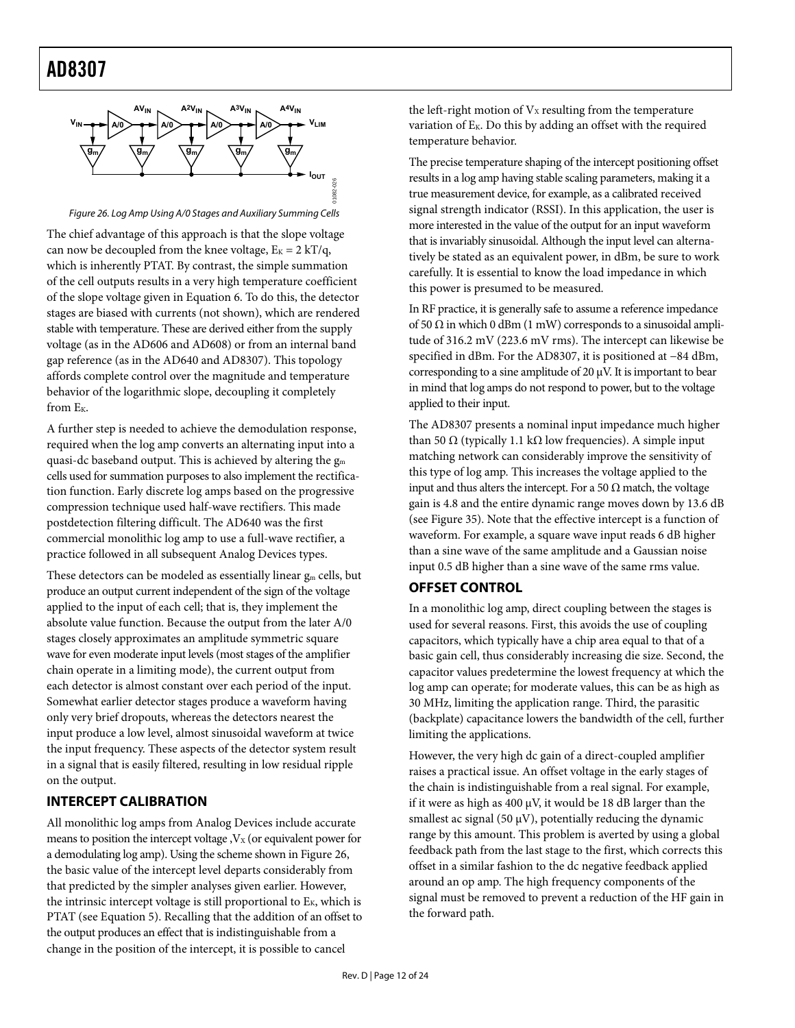Figure 26. Log Amp Using A/0 Stages and Auxiliary Summing Cells

The chief advantage of this approach is that the slope voltage can now be decoupled from the knee voltage, $E_K = 2\ kT/q$, which is inherently PTAT. By contrast, the simple summation of the cell outputs results in a very high temperature coefficient of the slope voltage given in Equation 6. To do this, the detector stages are biased with currents (not shown), which are rendered stable with temperature. These are derived either from the supply voltage (as in the AD606 and AD608) or from an internal band gap reference (as in the AD640 and AD8307). This topology affords complete control over the magnitude and temperature behavior of the logarithmic slope, decoupling it completely from $E_K$.

A further step is needed to achieve the demodulation response, required when the log amp converts an alternating input into a quasi-dc baseband output. This is achieved by altering the $g_m$ cells used for summation purposes to also implement the rectification function. Early discrete log amps based on the progressive compression technique used half-wave rectifiers. This made postdetection filtering difficult. The AD640 was the first commercial monolithic log amp to use a full-wave rectifier, a practice followed in all subsequent Analog Devices types.

These detectors can be modeled as essentially linear $g_m$ cells, but produce an output current independent of the sign of the voltage applied to the input of each cell; that is, they implement the absolute value function. Because the output from the later A/0 stages closely approximates an amplitude symmetric square wave for even moderate input levels (most stages of the amplifier chain operate in a limiting mode), the current output from each detector is almost constant over each period of the input. Somewhat earlier detector stages produce a waveform having only very brief dropouts, whereas the detectors nearest the input produce a low level, almost sinusoidal waveform at twice the input frequency. These aspects of the detector system result in a signal that is easily filtered, resulting in low residual ripple on the output.

## INTERCEPT CALIBRATION

All monolithic log amps from Analog Devices include accurate means to position the intercept voltage ,$V_X$ (or equivalent power for a demodulating log amp). Using the scheme shown in Figure 26, the basic value of the intercept level departs considerably from that predicted by the simpler analyses given earlier. However, the intrinsic intercept voltage is still proportional to $E_K$, which is PTAT (see Equation 5). Recalling that the addition of an offset to the output produces an effect that is indistinguishable from a change in the position of the intercept, it is possible to cancel the left-right motion of $V_X$ resulting from the temperature variation of $E_K$. Do this by adding an offset with the required temperature behavior.

The precise temperature shaping of the intercept positioning offset results in a log amp having stable scaling parameters, making it a true measurement device, for example, as a calibrated received signal strength indicator (RSSI). In this application, the user is more interested in the value of the output for an input waveform that is invariably sinusoidal. Although the input level can alternatively be stated as an equivalent power, in dBm, be sure to work carefully. It is essential to know the load impedance in which this power is presumed to be measured.

In RF practice, it is generally safe to assume a reference impedance of 50 Ω in which 0 dBm (1 mW) corresponds to a sinusoidal amplitude of 316.2 mV (223.6 mV rms). The intercept can likewise be specified in dBm. For the AD8307, it is positioned at −84 dBm, corresponding to a sine amplitude of 20 μV. It is important to bear in mind that log amps do not respond to power, but to the voltage applied to their input.

The AD8307 presents a nominal input impedance much higher than 50 Ω (typically 1.1 kΩ low frequencies). A simple input matching network can considerably improve the sensitivity of this type of log amp. This increases the voltage applied to the input and thus alters the intercept. For a 50 Ω match, the voltage gain is 4.8 and the entire dynamic range moves down by 13.6 dB (see Figure 35). Note that the effective intercept is a function of waveform. For example, a square wave input reads 6 dB higher than a sine wave of the same amplitude and a Gaussian noise input 0.5 dB higher than a sine wave of the same rms value.

## OFFSET CONTROL

In a monolithic log amp, direct coupling between the stages is used for several reasons. First, this avoids the use of coupling capacitors, which typically have a chip area equal to that of a basic gain cell, thus considerably increasing die size. Second, the capacitor values predetermine the lowest frequency at which the log amp can operate; for moderate values, this can be as high as 30 MHz, limiting the application range. Third, the parasitic (backplate) capacitance lowers the bandwidth of the cell, further limiting the applications.

However, the very high dc gain of a direct-coupled amplifier raises a practical issue. An offset voltage in the early stages of the chain is indistinguishable from a real signal. For example, if it were as high as 400 μV, it would be 18 dB larger than the smallest ac signal (50 μV), potentially reducing the dynamic range by this amount. This problem is averted by using a global feedback path from the last stage to the first, which corrects this offset in a similar fashion to the dc negative feedback applied around an op amp. The high frequency components of the signal must be removed to prevent a reduction of the HF gain in the forward path.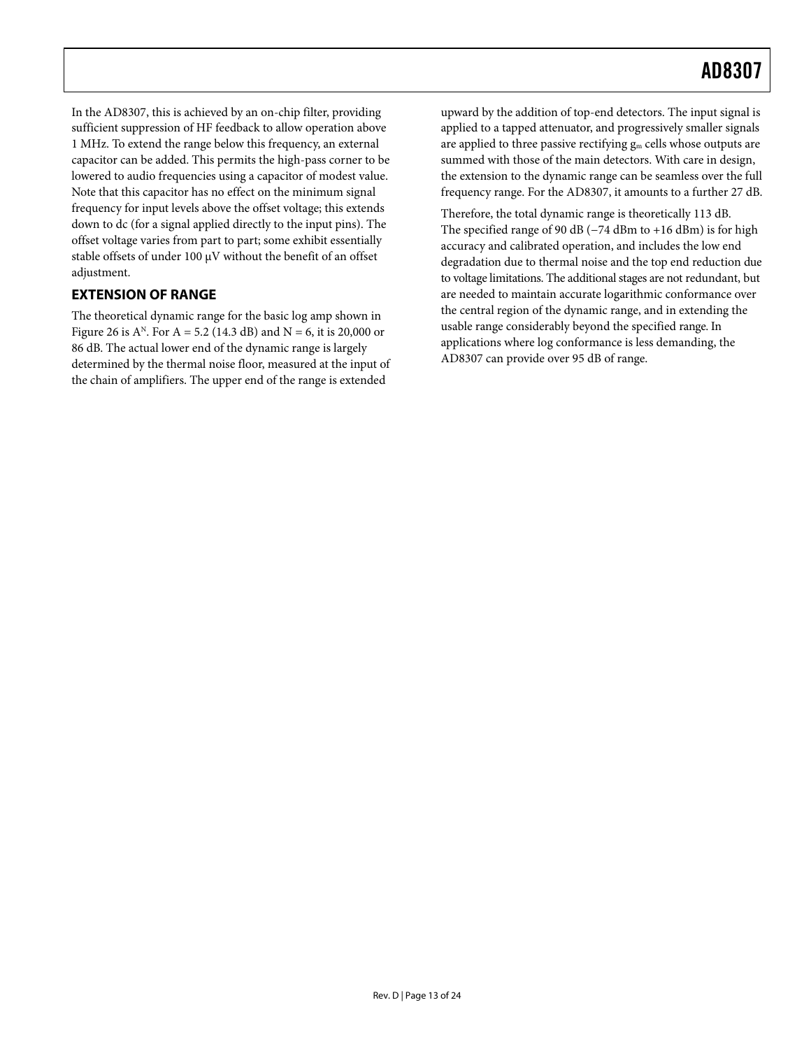In the AD8307, this is achieved by an on-chip filter, providing sufficient suppression of HF feedback to allow operation above 1 MHz. To extend the range below this frequency, an external capacitor can be added. This permits the high-pass corner to be lowered to audio frequencies using a capacitor of modest value. Note that this capacitor has no effect on the minimum signal frequency for input levels above the offset voltage; this extends down to dc (for a signal applied directly to the input pins). The offset voltage varies from part to part; some exhibit essentially stable offsets of under 100 μV without the benefit of an offset adjustment.

## EXTENSION OF RANGE

The theoretical dynamic range for the basic log amp shown in Figure 26 is $A^N$. For A = 5.2 (14.3 dB) and N = 6, it is 20,000 or 86 dB. The actual lower end of the dynamic range is largely determined by the thermal noise floor, measured at the input of the chain of amplifiers. The upper end of the range is extended upward by the addition of top-end detectors. The input signal is applied to a tapped attenuator, and progressively smaller signals are applied to three passive rectifying $g_m$ cells whose outputs are summed with those of the main detectors. With care in design, the extension to the dynamic range can be seamless over the full frequency range. For the AD8307, it amounts to a further 27 dB.

Therefore, the total dynamic range is theoretically 113 dB. The specified range of 90 dB (−74 dBm to +16 dBm) is for high accuracy and calibrated operation, and includes the low end degradation due to thermal noise and the top end reduction due to voltage limitations. The additional stages are not redundant, but are needed to maintain accurate logarithmic conformance over the central region of the dynamic range, and in extending the usable range considerably beyond the specified range. In applications where log conformance is less demanding, the AD8307 can provide over 95 dB of range.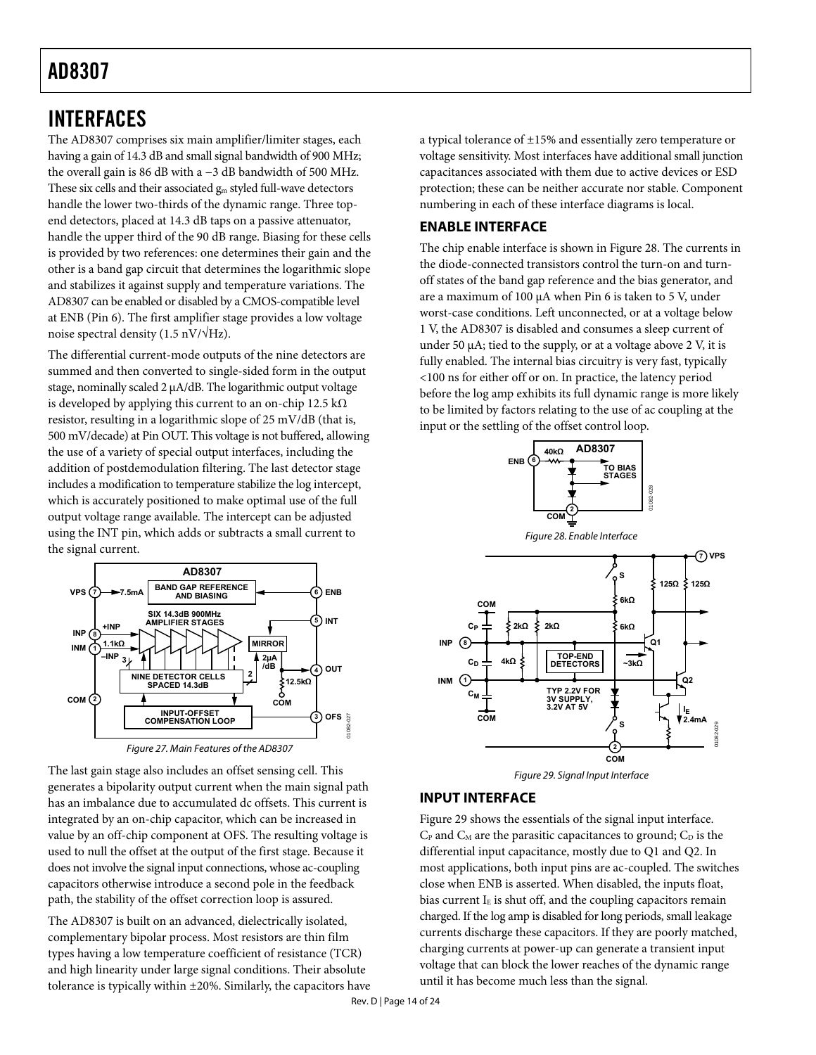## INTERFACES

The AD8307 comprises six main amplifier/limiter stages, each having a gain of 14.3 dB and small signal bandwidth of 900 MHz; the overall gain is 86 dB with a −3 dB bandwidth of 500 MHz. These six cells and their associated $g_m$ styled full-wave detectors handle the lower two-thirds of the dynamic range. Three top-end detectors, placed at 14.3 dB taps on a passive attenuator, handle the upper third of the 90 dB range. Biasing for these cells is provided by two references: one determines their gain and the other is a band gap circuit that determines the logarithmic slope and stabilizes it against supply and temperature variations. The AD8307 can be enabled or disabled by a CMOS-compatible level at ENB (Pin 6). The first amplifier stage provides a low voltage noise spectral density (1.5 nV/√Hz).

The differential current-mode outputs of the nine detectors are summed and then converted to single-sided form in the output stage, nominally scaled 2 μA/dB. The logarithmic output voltage is developed by applying this current to an on-chip 12.5 kΩ resistor, resulting in a logarithmic slope of 25 mV/dB (that is, 500 mV/decade) at Pin OUT. This voltage is not buffered, allowing the use of a variety of special output interfaces, including the addition of postdemodulation filtering. The last detector stage includes a modification to temperature stabilize the log intercept, which is accurately positioned to make optimal use of the full output voltage range available. The intercept can be adjusted using the INT pin, which adds or subtracts a small current to the signal current.

Figure 27. Main Features of the AD8307

The last gain stage also includes an offset sensing cell. This generates a bipolarity output current when the main signal path has an imbalance due to accumulated dc offsets. This current is integrated by an on-chip capacitor, which can be increased in value by an off-chip component at OFS. The resulting voltage is used to null the offset at the output of the first stage. Because it does not involve the signal input connections, whose ac-coupling capacitors otherwise introduce a second pole in the feedback path, the stability of the offset correction loop is assured.

The AD8307 is built on an advanced, dielectrically isolated, complementary bipolar process. Most resistors are thin film types having a low temperature coefficient of resistance (TCR) and high linearity under large signal conditions. Their absolute tolerance is typically within ±20%. Similarly, the capacitors have a typical tolerance of ±15% and essentially zero temperature or voltage sensitivity. Most interfaces have additional small junction capacitances associated with them due to active devices or ESD protection; these can be neither accurate nor stable. Component numbering in each of these interface diagrams is local.

### ENABLE INTERFACE

The chip enable interface is shown in Figure 28. The currents in the diode-connected transistors control the turn-on and turn-off states of the band gap reference and the bias generator, and are a maximum of 100 μA when Pin 6 is taken to 5 V, under worst-case conditions. Left unconnected, or at a voltage below 1 V, the AD8307 is disabled and consumes a sleep current of under 50 μA; tied to the supply, or at a voltage above 2 V, it is fully enabled. The internal bias circuitry is very fast, typically <100 ns for either off or on. In practice, the latency period before the log amp exhibits its full dynamic range is more likely to be limited by factors relating to the use of ac coupling at the input or the settling of the offset control loop.

Figure 28. Enable Interface

Figure 29. Signal Input Interface

### INPUT INTERFACE

Figure 29 shows the essentials of the signal input interface. $C_P$ and $C_M$ are the parasitic capacitances to ground; $C_D$ is the differential input capacitance, mostly due to Q1 and Q2. In most applications, both input pins are ac-coupled. The switches close when ENB is asserted. When disabled, the inputs float, bias current $I_E$ is shut off, and the coupling capacitors remain charged. If the log amp is disabled for long periods, small leakage currents discharge these capacitors. If they are poorly matched, charging currents at power-up can generate a transient input voltage that can block the lower reaches of the dynamic range until it has become much less than the signal.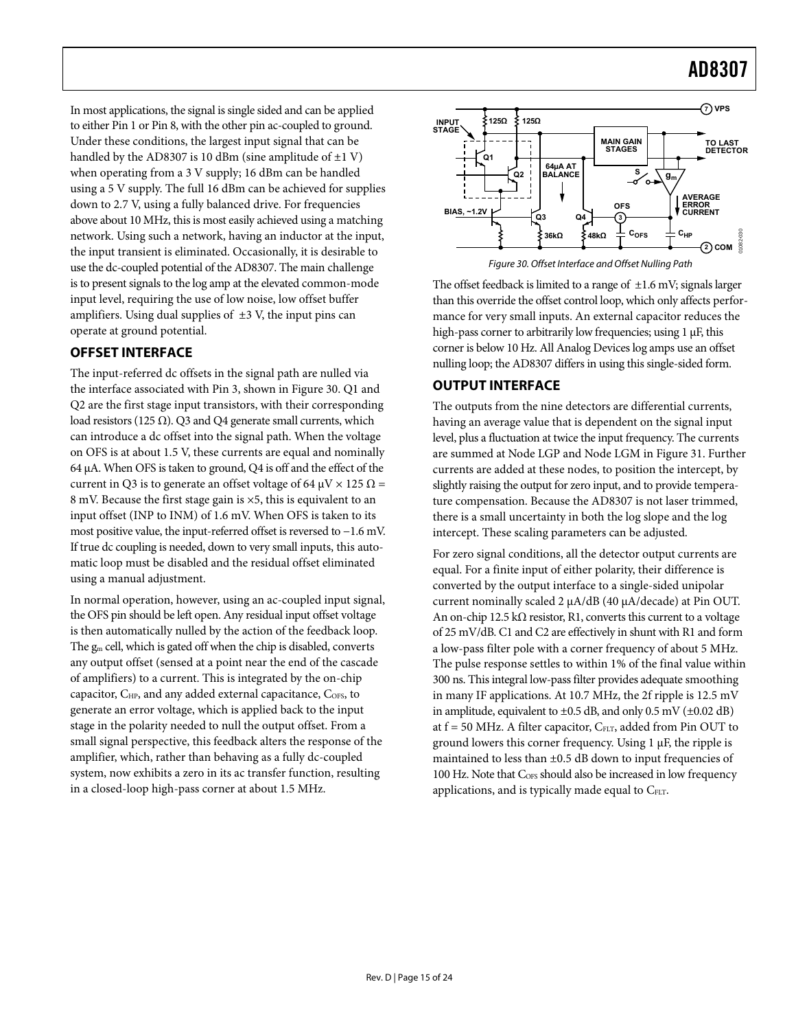In most applications, the signal is single sided and can be applied to either Pin 1 or Pin 8, with the other pin ac-coupled to ground. Under these conditions, the largest input signal that can be handled by the AD8307 is 10 dBm (sine amplitude of ±1 V) when operating from a 3 V supply; 16 dBm can be handled using a 5 V supply. The full 16 dBm can be achieved for supplies down to 2.7 V, using a fully balanced drive. For frequencies above about 10 MHz, this is most easily achieved using a matching network. Using such a network, having an inductor at the input, the input transient is eliminated. Occasionally, it is desirable to use the dc-coupled potential of the AD8307. The main challenge is to present signals to the log amp at the elevated common-mode input level, requiring the use of low noise, low offset buffer amplifiers. Using dual supplies of ±3 V, the input pins can operate at ground potential.

## OFFSET INTERFACE

The input-referred dc offsets in the signal path are nulled via the interface associated with Pin 3, shown in Figure 30. Q1 and Q2 are the first stage input transistors, with their corresponding load resistors (125 Ω). Q3 and Q4 generate small currents, which can introduce a dc offset into the signal path. When the voltage on OFS is at about 1.5 V, these currents are equal and nominally 64 μA. When OFS is taken to ground, Q4 is off and the effect of the current in Q3 is to generate an offset voltage of 64 μV × 125 Ω = 8 mV. Because the first stage gain is ×5, this is equivalent to an input offset (INP to INM) of 1.6 mV. When OFS is taken to its most positive value, the input-referred offset is reversed to −1.6 mV. If true dc coupling is needed, down to very small inputs, this automatic loop must be disabled and the residual offset eliminated using a manual adjustment.

In normal operation, however, using an ac-coupled input signal, the OFS pin should be left open. Any residual input offset voltage is then automatically nulled by the action of the feedback loop. The $g_m$ cell, which is gated off when the chip is disabled, converts any output offset (sensed at a point near the end of the cascade of amplifiers) to a current. This is integrated by the on-chip capacitor, $C_{HP}$, and any added external capacitance, $C_{OFS}$, to generate an error voltage, which is applied back to the input stage in the polarity needed to null the output offset. From a small signal perspective, this feedback alters the response of the amplifier, which, rather than behaving as a fully dc-coupled system, now exhibits a zero in its ac transfer function, resulting in a closed-loop high-pass corner at about 1.5 MHz.

*Figure 30. Offset Interface and Offset Nulling Path*

The offset feedback is limited to a range of ±1.6 mV; signals larger than this override the offset control loop, which only affects performance for very small inputs. An external capacitor reduces the high-pass corner to arbitrarily low frequencies; using 1 μF, this corner is below 10 Hz. All Analog Devices log amps use an offset nulling loop; the AD8307 differs in using this single-sided form.

## OUTPUT INTERFACE

The outputs from the nine detectors are differential currents, having an average value that is dependent on the signal input level, plus a fluctuation at twice the input frequency. The currents are summed at Node LGP and Node LGM in Figure 31. Further currents are added at these nodes, to position the intercept, by slightly raising the output for zero input, and to provide temperature compensation. Because the AD8307 is not laser trimmed, there is a small uncertainty in both the log slope and the log intercept. These scaling parameters can be adjusted.

For zero signal conditions, all the detector output currents are equal. For a finite input of either polarity, their difference is converted by the output interface to a single-sided unipolar current nominally scaled 2 μA/dB (40 μA/decade) at Pin OUT. An on-chip 12.5 kΩ resistor, R1, converts this current to a voltage of 25 mV/dB. C1 and C2 are effectively in shunt with R1 and form a low-pass filter pole with a corner frequency of about 5 MHz. The pulse response settles to within 1% of the final value within 300 ns. This integral low-pass filter provides adequate smoothing in many IF applications. At 10.7 MHz, the 2f ripple is 12.5 mV in amplitude, equivalent to ±0.5 dB, and only 0.5 mV (±0.02 dB) at f = 50 MHz. A filter capacitor, $C_{FLT}$, added from Pin OUT to ground lowers this corner frequency. Using 1 μF, the ripple is maintained to less than ±0.5 dB down to input frequencies of 100 Hz. Note that $C_{OFS}$ should also be increased in low frequency applications, and is typically made equal to $C_{FLT}$.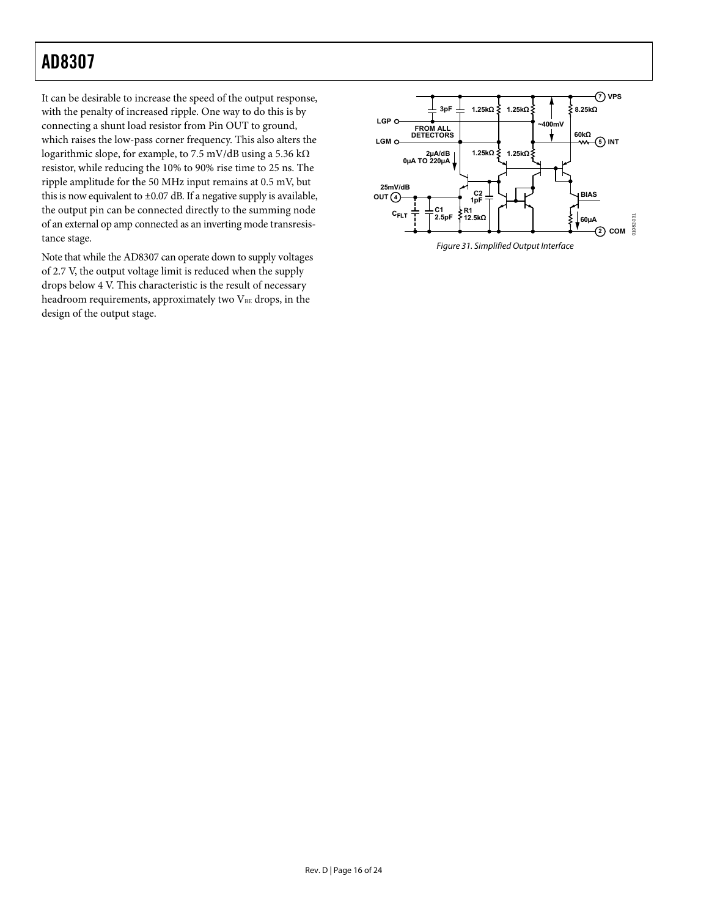It can be desirable to increase the speed of the output response, with the penalty of increased ripple. One way to do this is by connecting a shunt load resistor from Pin OUT to ground, which raises the low-pass corner frequency. This also alters the logarithmic slope, for example, to 7.5 mV/dB using a 5.36 kΩ resistor, while reducing the 10% to 90% rise time to 25 ns. The ripple amplitude for the 50 MHz input remains at 0.5 mV, but this is now equivalent to ±0.07 dB. If a negative supply is available, the output pin can be connected directly to the summing node of an external op amp connected as an inverting mode transresistance stage.

Note that while the AD8307 can operate down to supply voltages of 2.7 V, the output voltage limit is reduced when the supply drops below 4 V. This characteristic is the result of necessary headroom requirements, approximately two $V_{BE}$ drops, in the design of the output stage.

*Figure 31. Simplified Output Interface*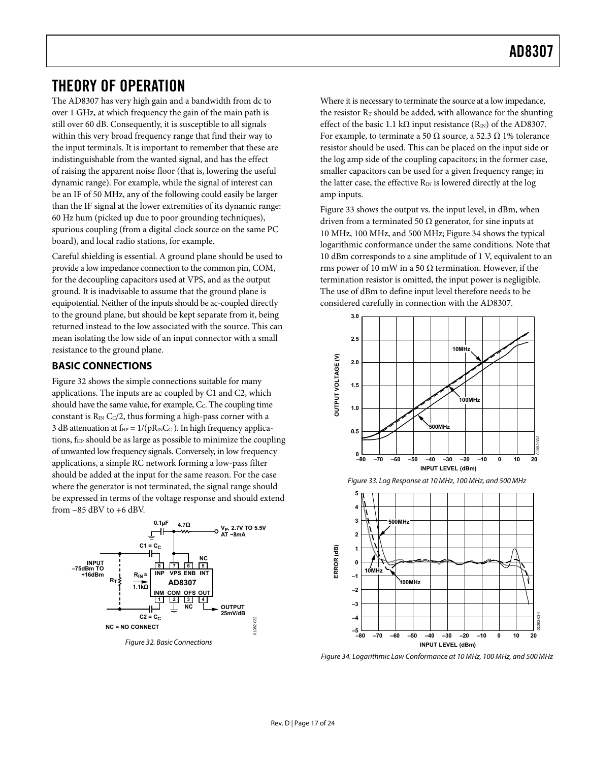# THEORY OF OPERATION

The AD8307 has very high gain and a bandwidth from dc to over 1 GHz, at which frequency the gain of the main path is still over 60 dB. Consequently, it is susceptible to all signals within this very broad frequency range that find their way to the input terminals. It is important to remember that these are indistinguishable from the wanted signal, and has the effect of raising the apparent noise floor (that is, lowering the useful dynamic range). For example, while the signal of interest can be an IF of 50 MHz, any of the following could easily be larger than the IF signal at the lower extremities of its dynamic range: 60 Hz hum (picked up due to poor grounding techniques), spurious coupling (from a digital clock source on the same PC board), and local radio stations, for example.

Careful shielding is essential. A ground plane should be used to provide a low impedance connection to the common pin, COM, for the decoupling capacitors used at VPS, and as the output ground. It is inadvisable to assume that the ground plane is equipotential. Neither of the inputs should be ac-coupled directly to the ground plane, but should be kept separate from it, being returned instead to the low associated with the source. This can mean isolating the low side of an input connector with a small resistance to the ground plane.

## BASIC CONNECTIONS

Figure 32 shows the simple connections suitable for many applications. The inputs are ac coupled by C1 and C2, which should have the same value, for example, $C_C$. The coupling time constant is $R_{IN}$ $C_C/2$, thus forming a high-pass corner with a 3 dB attenuation at $f_{HP} = 1/(pR_{IN}C_C)$. In high frequency applications, $f_{HP}$ should be as large as possible to minimize the coupling of unwanted low frequency signals. Conversely, in low frequency applications, a simple RC network forming a low-pass filter should be added at the input for the same reason. For the case where the generator is not terminated, the signal range should be expressed in terms of the voltage response and should extend from −85 dBV to +6 dBV.

Figure 32. Basic Connections

Where it is necessary to terminate the source at a low impedance, the resistor $R_T$ should be added, with allowance for the shunting effect of the basic 1.1 kΩ input resistance ($R_{IN}$) of the AD8307. For example, to terminate a 50 Ω source, a 52.3 Ω 1% tolerance resistor should be used. This can be placed on the input side or the log amp side of the coupling capacitors; in the former case, smaller capacitors can be used for a given frequency range; in the latter case, the effective $R_{IN}$ is lowered directly at the log amp inputs.

Figure 33 shows the output vs. the input level, in dBm, when driven from a terminated 50 Ω generator, for sine inputs at 10 MHz, 100 MHz, and 500 MHz; Figure 34 shows the typical logarithmic conformance under the same conditions. Note that 10 dBm corresponds to a sine amplitude of 1 V, equivalent to an rms power of 10 mW in a 50 Ω termination. However, if the termination resistor is omitted, the input power is negligible. The use of dBm to define input level therefore needs to be considered carefully in connection with the AD8307.

Figure 33. Log Response at 10 MHz, 100 MHz, and 500 MHz

Figure 34. Logarithmic Law Conformance at 10 MHz, 100 MHz, and 500 MHz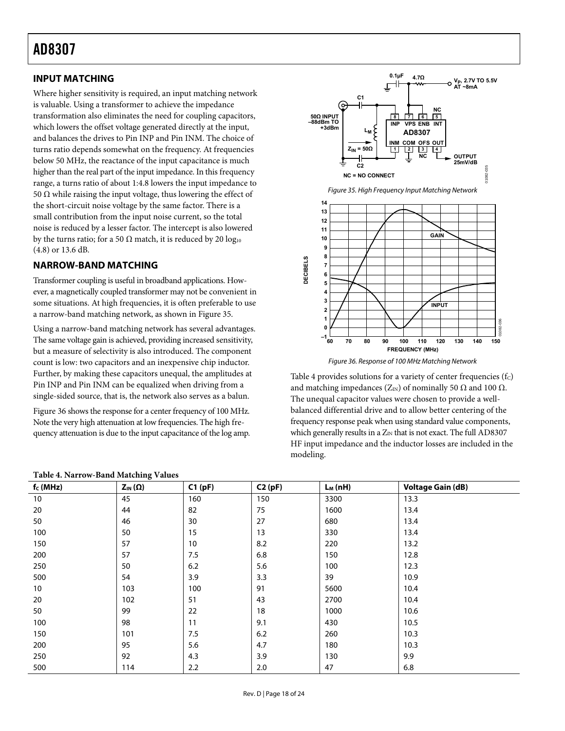## INPUT MATCHING

Where higher sensitivity is required, an input matching network is valuable. Using a transformer to achieve the impedance transformation also eliminates the need for coupling capacitors, which lowers the offset voltage generated directly at the input, and balances the drives to Pin INP and Pin INM. The choice of turns ratio depends somewhat on the frequency. At frequencies below 50 MHz, the reactance of the input capacitance is much higher than the real part of the input impedance. In this frequency range, a turns ratio of about 1:4.8 lowers the input impedance to 50 Ω while raising the input voltage, thus lowering the effect of the short-circuit noise voltage by the same factor. There is a small contribution from the input noise current, so the total noise is reduced by a lesser factor. The intercept is also lowered by the turns ratio; for a 50 Ω match, it is reduced by $20 \log_{10}$ (4.8) or 13.6 dB.

## NARROW-BAND MATCHING

Transformer coupling is useful in broadband applications. However, a magnetically coupled transformer may not be convenient in some situations. At high frequencies, it is often preferable to use a narrow-band matching network, as shown in Figure 35.

Using a narrow-band matching network has several advantages. The same voltage gain is achieved, providing increased sensitivity, but a measure of selectivity is also introduced. The component count is low: two capacitors and an inexpensive chip inductor. Further, by making these capacitors unequal, the amplitudes at Pin INP and Pin INM can be equalized when driving from a single-sided source, that is, the network also serves as a balun.

Figure 36 shows the response for a center frequency of 100 MHz. Note the very high attenuation at low frequencies. The high frequency attenuation is due to the input capacitance of the log amp.

*Figure 35. High Frequency Input Matching Network*

*Figure 36. Response of 100 MHz Matching Network*

Table 4 provides solutions for a variety of center frequencies ($f_C$) and matching impedances ($Z_{IN}$) of nominally 50 Ω and 100 Ω. The unequal capacitor values were chosen to provide a well-balanced differential drive and to allow better centering of the frequency response peak when using standard value components, which generally results in a $Z_{IN}$ that is not exact. The full AD8307 HF input impedance and the inductor losses are included in the modeling.

**Table 4. Narrow-Band Matching Values**

| $f_C$ (MHz) | $Z_{IN}$ (Ω) | C1 (pF) | C2 (pF) | $L_M$ (nH) | Voltage Gain (dB) |
|---|---|---|---|---|---|
| 10 | 45 | 160 | 150 | 3300 | 13.3 |
| 20 | 44 | 82 | 75 | 1600 | 13.4 |
| 50 | 46 | 30 | 27 | 680 | 13.4 |
| 100 | 50 | 15 | 13 | 330 | 13.4 |
| 150 | 57 | 10 | 8.2 | 220 | 13.2 |
| 200 | 57 | 7.5 | 6.8 | 150 | 12.8 |
| 250 | 50 | 6.2 | 5.6 | 100 | 12.3 |
| 500 | 54 | 3.9 | 3.3 | 39 | 10.9 |
| 10 | 103 | 100 | 91 | 5600 | 10.4 |
| 20 | 102 | 51 | 43 | 2700 | 10.4 |
| 50 | 99 | 22 | 18 | 1000 | 10.6 |
| 100 | 98 | 11 | 9.1 | 430 | 10.5 |
| 150 | 101 | 7.5 | 6.2 | 260 | 10.3 |
| 200 | 95 | 5.6 | 4.7 | 180 | 10.3 |
| 250 | 92 | 4.3 | 3.9 | 130 | 9.9 |
| 500 | 114 | 2.2 | 2.0 | 47 | 6.8 |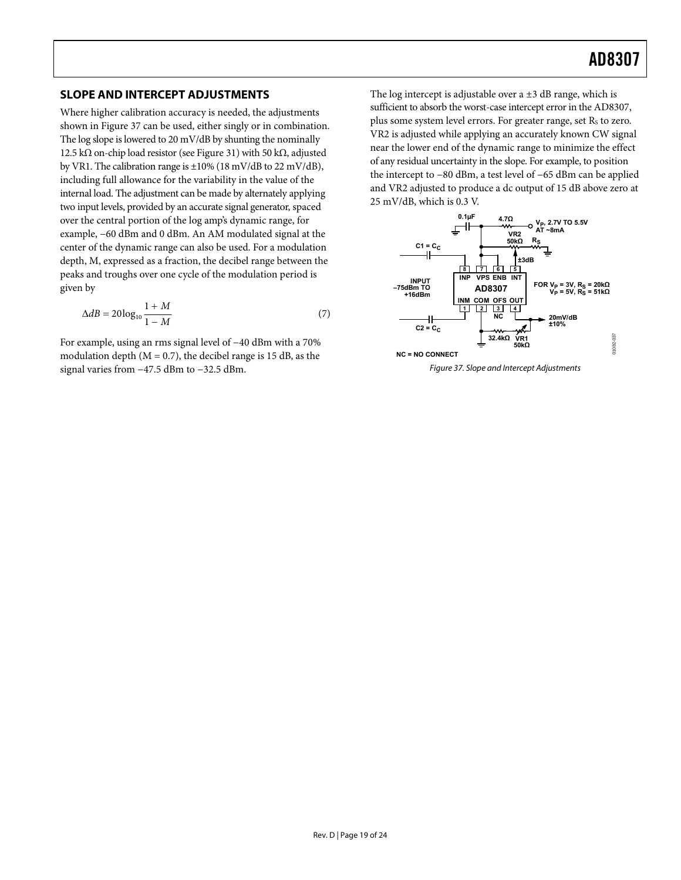## SLOPE AND INTERCEPT ADJUSTMENTS

Where higher calibration accuracy is needed, the adjustments shown in Figure 37 can be used, either singly or in combination. The log slope is lowered to 20 mV/dB by shunting the nominally 12.5 kΩ on-chip load resistor (see Figure 31) with 50 kΩ, adjusted by VR1. The calibration range is ±10% (18 mV/dB to 22 mV/dB), including full allowance for the variability in the value of the internal load. The adjustment can be made by alternately applying two input levels, provided by an accurate signal generator, spaced over the central portion of the log amp's dynamic range, for example, −60 dBm and 0 dBm. An AM modulated signal at the center of the dynamic range can also be used. For a modulation depth, M, expressed as a fraction, the decibel range between the peaks and troughs over one cycle of the modulation period is given by

$$\Delta dB = 20\log_{10}\frac{1+M}{1-M} \tag{7}$$

For example, using an rms signal level of −40 dBm with a 70% modulation depth (M = 0.7), the decibel range is 15 dB, as the signal varies from −47.5 dBm to −32.5 dBm.

The log intercept is adjustable over a ±3 dB range, which is sufficient to absorb the worst-case intercept error in the AD8307, plus some system level errors. For greater range, set $R_S$ to zero. VR2 is adjusted while applying an accurately known CW signal near the lower end of the dynamic range to minimize the effect of any residual uncertainty in the slope. For example, to position the intercept to −80 dBm, a test level of −65 dBm can be applied and VR2 adjusted to produce a dc output of 15 dB above zero at 25 mV/dB, which is 0.3 V.

*Figure 37. Slope and Intercept Adjustments*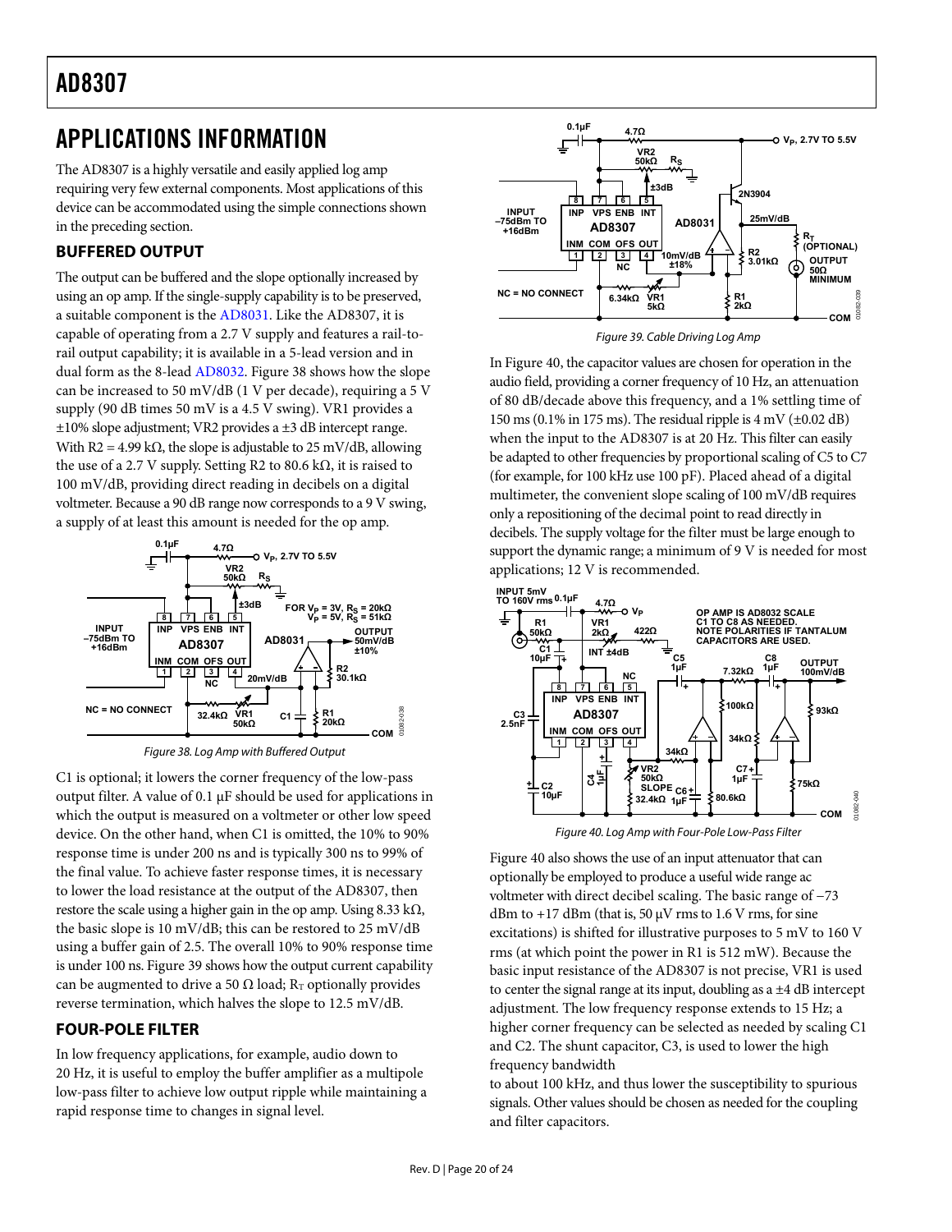# APPLICATIONS INFORMATION

The AD8307 is a highly versatile and easily applied log amp requiring very few external components. Most applications of this device can be accommodated using the simple connections shown in the preceding section.

## BUFFERED OUTPUT

The output can be buffered and the slope optionally increased by using an op amp. If the single-supply capability is to be preserved, a suitable component is the AD8031. Like the AD8307, it is capable of operating from a 2.7 V supply and features a rail-to-rail output capability; it is available in a 5-lead version and in dual form as the 8-lead AD8032. Figure 38 shows how the slope can be increased to 50 mV/dB (1 V per decade), requiring a 5 V supply (90 dB times 50 mV is a 4.5 V swing). VR1 provides a ±10% slope adjustment; VR2 provides a ±3 dB intercept range. With R2 = 4.99 kΩ, the slope is adjustable to 25 mV/dB, allowing the use of a 2.7 V supply. Setting R2 to 80.6 kΩ, it is raised to 100 mV/dB, providing direct reading in decibels on a digital voltmeter. Because a 90 dB range now corresponds to a 9 V swing, a supply of at least this amount is needed for the op amp.

Figure 38. Log Amp with Buffered Output

C1 is optional; it lowers the corner frequency of the low-pass output filter. A value of 0.1 µF should be used for applications in which the output is measured on a voltmeter or other low speed device. On the other hand, when C1 is omitted, the 10% to 90% response time is under 200 ns and is typically 300 ns to 99% of the final value. To achieve faster response times, it is necessary to lower the load resistance at the output of the AD8307, then restore the scale using a higher gain in the op amp. Using 8.33 kΩ, the basic slope is 10 mV/dB; this can be restored to 25 mV/dB using a buffer gain of 2.5. The overall 10% to 90% response time is under 100 ns. Figure 39 shows how the output current capability can be augmented to drive a 50 Ω load; $R_T$ optionally provides reverse termination, which halves the slope to 12.5 mV/dB.

## FOUR-POLE FILTER

In low frequency applications, for example, audio down to 20 Hz, it is useful to employ the buffer amplifier as a multipole low-pass filter to achieve low output ripple while maintaining a rapid response time to changes in signal level.

Figure 39. Cable Driving Log Amp

In Figure 40, the capacitor values are chosen for operation in the audio field, providing a corner frequency of 10 Hz, an attenuation of 80 dB/decade above this frequency, and a 1% settling time of 150 ms (0.1% in 175 ms). The residual ripple is 4 mV (±0.02 dB) when the input to the AD8307 is at 20 Hz. This filter can easily be adapted to other frequencies by proportional scaling of C5 to C7 (for example, for 100 kHz use 100 pF). Placed ahead of a digital multimeter, the convenient slope scaling of 100 mV/dB requires only a repositioning of the decimal point to read directly in decibels. The supply voltage for the filter must be large enough to support the dynamic range; a minimum of 9 V is needed for most applications; 12 V is recommended.

Figure 40. Log Amp with Four-Pole Low-Pass Filter

Figure 40 also shows the use of an input attenuator that can optionally be employed to produce a useful wide range ac voltmeter with direct decibel scaling. The basic range of −73 dBm to +17 dBm (that is, 50 µV rms to 1.6 V rms, for sine excitations) is shifted for illustrative purposes to 5 mV to 160 V rms (at which point the power in R1 is 512 mW). Because the basic input resistance of the AD8307 is not precise, VR1 is used to center the signal range at its input, doubling as a ±4 dB intercept adjustment. The low frequency response extends to 15 Hz; a higher corner frequency can be selected as needed by scaling C1 and C2. The shunt capacitor, C3, is used to lower the high frequency bandwidth to about 100 kHz, and thus lower the susceptibility to spurious signals. Other values should be chosen as needed for the coupling and filter capacitors.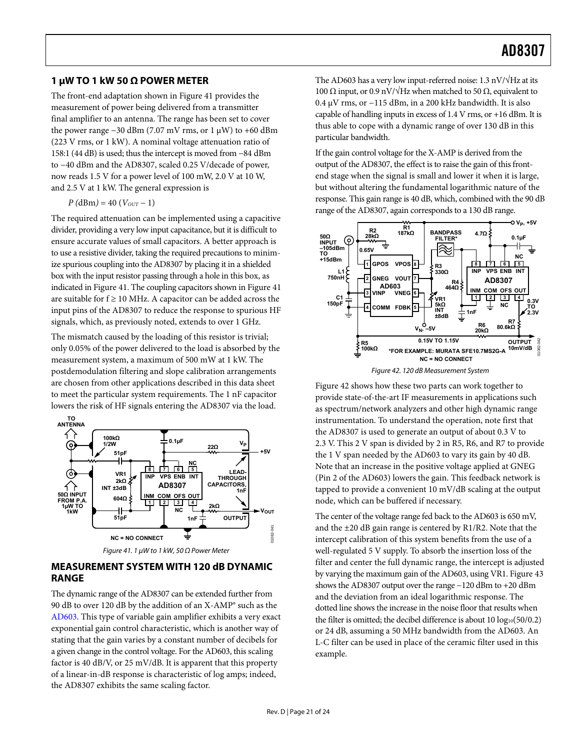## 1 µW TO 1 kW 50 Ω POWER METER

The front-end adaptation shown in Figure 41 provides the measurement of power being delivered from a transmitter final amplifier to an antenna. The range has been set to cover the power range −30 dBm (7.07 mV rms, or 1 µW) to +60 dBm (223 V rms, or 1 kW). A nominal voltage attenuation ratio of 158:1 (44 dB) is used; thus the intercept is moved from −84 dBm to −40 dBm and the AD8307, scaled 0.25 V/decade of power, now reads 1.5 V for a power level of 100 mW, 2.0 V at 10 W, and 2.5 V at 1 kW. The general expression is

$$P\text{ (dBm)} = 40\ (V_{OUT} - 1)$$

The required attenuation can be implemented using a capacitive divider, providing a very low input capacitance, but it is difficult to ensure accurate values of small capacitors. A better approach is to use a resistive divider, taking the required precautions to minimize spurious coupling into the AD8307 by placing it in a shielded box with the input resistor passing through a hole in this box, as indicated in Figure 41. The coupling capacitors shown in Figure 41 are suitable for f ≥ 10 MHz. A capacitor can be added across the input pins of the AD8307 to reduce the response to spurious HF signals, which, as previously noted, extends to over 1 GHz.

The mismatch caused by the loading of this resistor is trivial; only 0.05% of the power delivered to the load is absorbed by the measurement system, a maximum of 500 mW at 1 kW. The postdemodulation filtering and slope calibration arrangements are chosen from other applications described in this data sheet to meet the particular system requirements. The 1 nF capacitor lowers the risk of HF signals entering the AD8307 via the load.

*Figure 41. 1 µW to 1 kW, 50 Ω Power Meter*

## MEASUREMENT SYSTEM WITH 120 dB DYNAMIC RANGE

The dynamic range of the AD8307 can be extended further from 90 dB to over 120 dB by the addition of an X-AMP® such as the AD603. This type of variable gain amplifier exhibits a very exact exponential gain control characteristic, which is another way of stating that the gain varies by a constant number of decibels for a given change in the control voltage. For the AD603, this scaling factor is 40 dB/V, or 25 mV/dB. It is apparent that this property of a linear-in-dB response is characteristic of log amps; indeed, the AD8307 exhibits the same scaling factor.

The AD603 has a very low input-referred noise: 1.3 nV/√Hz at its 100 Ω input, or 0.9 nV/√Hz when matched to 50 Ω, equivalent to 0.4 µV rms, or −115 dBm, in a 200 kHz bandwidth. It is also capable of handling inputs in excess of 1.4 V rms, or +16 dBm. It is thus able to cope with a dynamic range of over 130 dB in this particular bandwidth.

If the gain control voltage for the X-AMP is derived from the output of the AD8307, the effect is to raise the gain of this front-end stage when the signal is small and lower it when it is large, but without altering the fundamental logarithmic nature of the response. This gain range is 40 dB, which, combined with the 90 dB range of the AD8307, again corresponds to a 130 dB range.

*Figure 42. 120 dB Measurement System*

Figure 42 shows how these two parts can work together to provide state-of-the-art IF measurements in applications such as spectrum/network analyzers and other high dynamic range instrumentation. To understand the operation, note first that the AD8307 is used to generate an output of about 0.3 V to 2.3 V. This 2 V span is divided by 2 in R5, R6, and R7 to provide the 1 V span needed by the AD603 to vary its gain by 40 dB. Note that an increase in the positive voltage applied at GNEG (Pin 2 of the AD603) lowers the gain. This feedback network is tapped to provide a convenient 10 mV/dB scaling at the output node, which can be buffered if necessary.

The center of the voltage range fed back to the AD603 is 650 mV, and the ±20 dB gain range is centered by R1/R2. Note that the intercept calibration of this system benefits from the use of a well-regulated 5 V supply. To absorb the insertion loss of the filter and center the full dynamic range, the intercept is adjusted by varying the maximum gain of the AD603, using VR1. Figure 43 shows the AD8307 output over the range −120 dBm to +20 dBm and the deviation from an ideal logarithmic response. The dotted line shows the increase in the noise floor that results when the filter is omitted; the decibel difference is about $10 \log_{10}(50/0.2)$ or 24 dB, assuming a 50 MHz bandwidth from the AD603. An L-C filter can be used in place of the ceramic filter used in this example.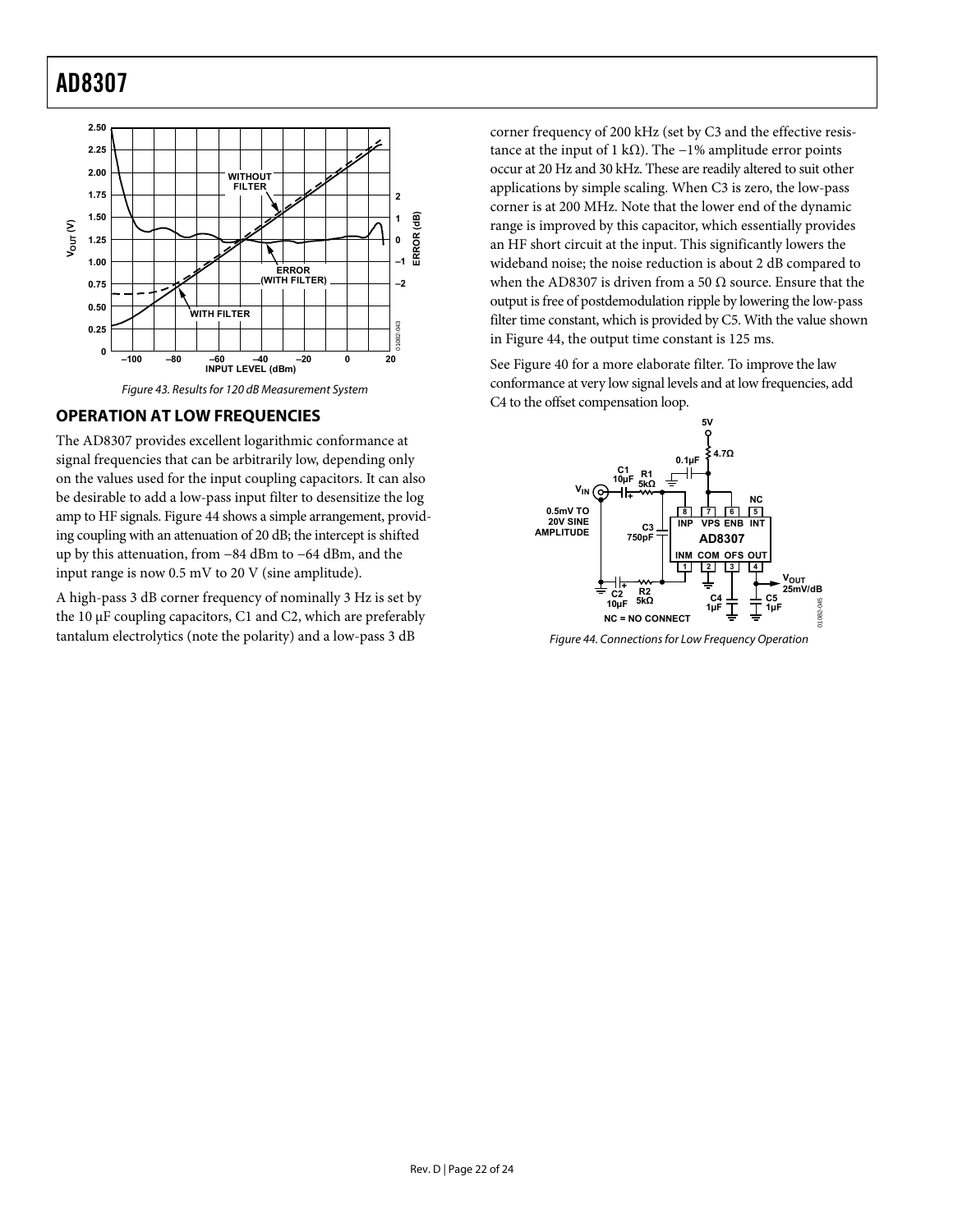Figure 43. Results for 120 dB Measurement System

## OPERATION AT LOW FREQUENCIES

The AD8307 provides excellent logarithmic conformance at signal frequencies that can be arbitrarily low, depending only on the values used for the input coupling capacitors. It can also be desirable to add a low-pass input filter to desensitize the log amp to HF signals. Figure 44 shows a simple arrangement, providing coupling with an attenuation of 20 dB; the intercept is shifted up by this attenuation, from −84 dBm to −64 dBm, and the input range is now 0.5 mV to 20 V (sine amplitude).

A high-pass 3 dB corner frequency of nominally 3 Hz is set by the 10 μF coupling capacitors, C1 and C2, which are preferably tantalum electrolytics (note the polarity) and a low-pass 3 dB corner frequency of 200 kHz (set by C3 and the effective resistance at the input of 1 kΩ). The −1% amplitude error points occur at 20 Hz and 30 kHz. These are readily altered to suit other applications by simple scaling. When C3 is zero, the low-pass corner is at 200 MHz. Note that the lower end of the dynamic range is improved by this capacitor, which essentially provides an HF short circuit at the input. This significantly lowers the wideband noise; the noise reduction is about 2 dB compared to when the AD8307 is driven from a 50 Ω source. Ensure that the output is free of postdemodulation ripple by lowering the low-pass filter time constant, which is provided by C5. With the value shown in Figure 44, the output time constant is 125 ms.

See Figure 40 for a more elaborate filter. To improve the law conformance at very low signal levels and at low frequencies, add C4 to the offset compensation loop.

Figure 44. Connections for Low Frequency Operation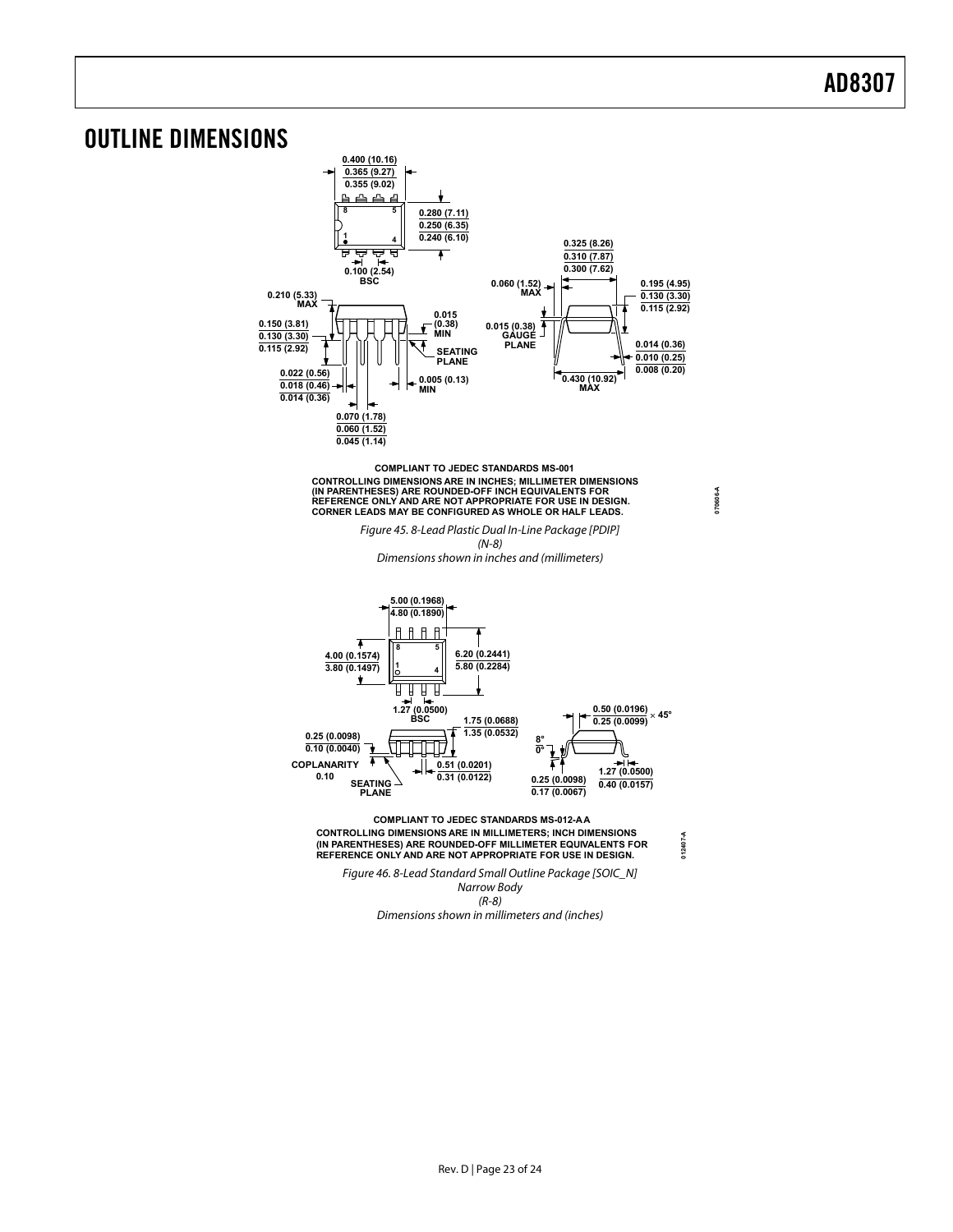# OUTLINE DIMENSIONS

COMPLIANT TO JEDEC STANDARDS MS-001
CONTROLLING DIMENSIONS ARE IN INCHES; MILLIMETER DIMENSIONS (IN PARENTHESES) ARE ROUNDED-OFF INCH EQUIVALENTS FOR REFERENCE ONLY AND ARE NOT APPROPRIATE FOR USE IN DESIGN.
CORNER LEADS MAY BE CONFIGURED AS WHOLE OR HALF LEADS.

*Figure 45. 8-Lead Plastic Dual In-Line Package [PDIP] (N-8) Dimensions shown in inches and (millimeters)*

COMPLIANT TO JEDEC STANDARDS MS-012-AA
CONTROLLING DIMENSIONS ARE IN MILLIMETERS; INCH DIMENSIONS (IN PARENTHESES) ARE ROUNDED-OFF MILLIMETER EQUIVALENTS FOR REFERENCE ONLY AND ARE NOT APPROPRIATE FOR USE IN DESIGN.

*Figure 46. 8-Lead Standard Small Outline Package [SOIC_N] Narrow Body (R-8) Dimensions shown in millimeters and (inches)*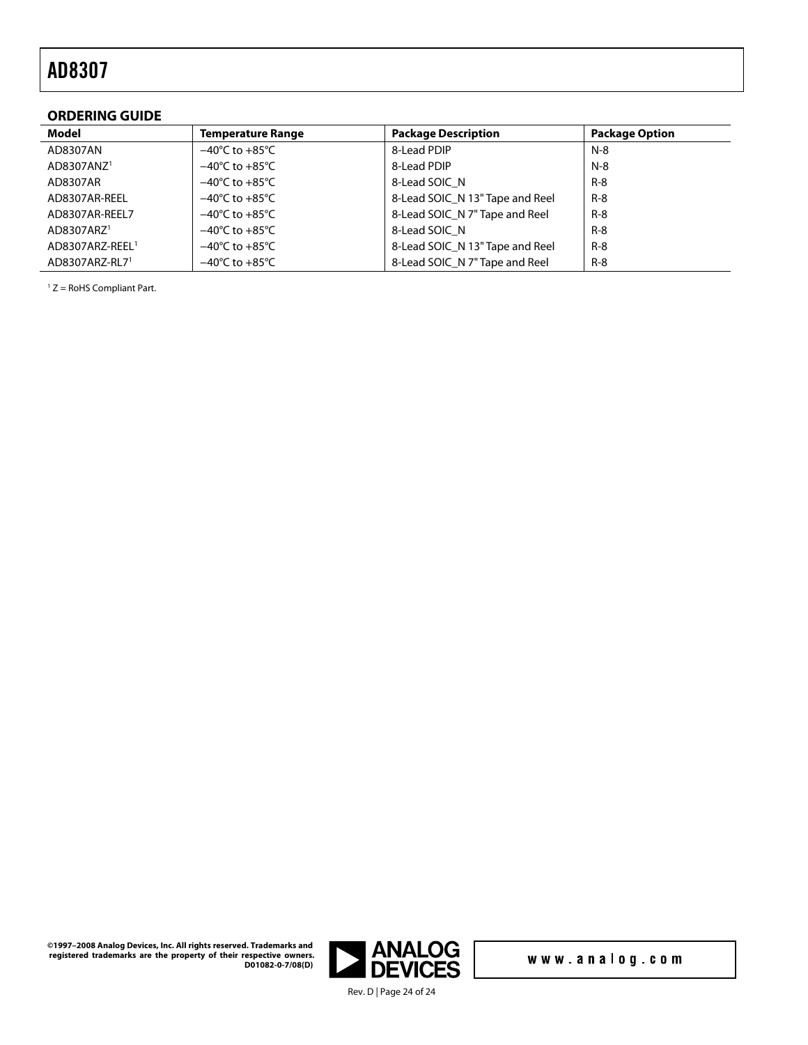## ORDERING GUIDE

| Model | Temperature Range | Package Description | Package Option |
|---|---|---|---|
| AD8307AN | −40°C to +85°C | 8-Lead PDIP | N-8 |
| AD8307ANZ[1] | −40°C to +85°C | 8-Lead PDIP | N-8 |
| AD8307AR | −40°C to +85°C | 8-Lead SOIC_N | R-8 |
| AD8307AR-REEL | −40°C to +85°C | 8-Lead SOIC_N 13" Tape and Reel | R-8 |
| AD8307AR-REEL7 | −40°C to +85°C | 8-Lead SOIC_N 7" Tape and Reel | R-8 |
| AD8307ARZ[1] | −40°C to +85°C | 8-Lead SOIC_N | R-8 |
| AD8307ARZ-REEL[1] | −40°C to +85°C | 8-Lead SOIC_N 13" Tape and Reel | R-8 |
| AD8307ARZ-RL7[1] | −40°C to +85°C | 8-Lead SOIC_N 7" Tape and Reel | R-8 |

[1] Z = RoHS Compliant Part.

**©1997–2008 Analog Devices, Inc. All rights reserved. Trademarks and registered trademarks are the property of their respective owners. D01082-0-7/08(D)**

www.analog.com